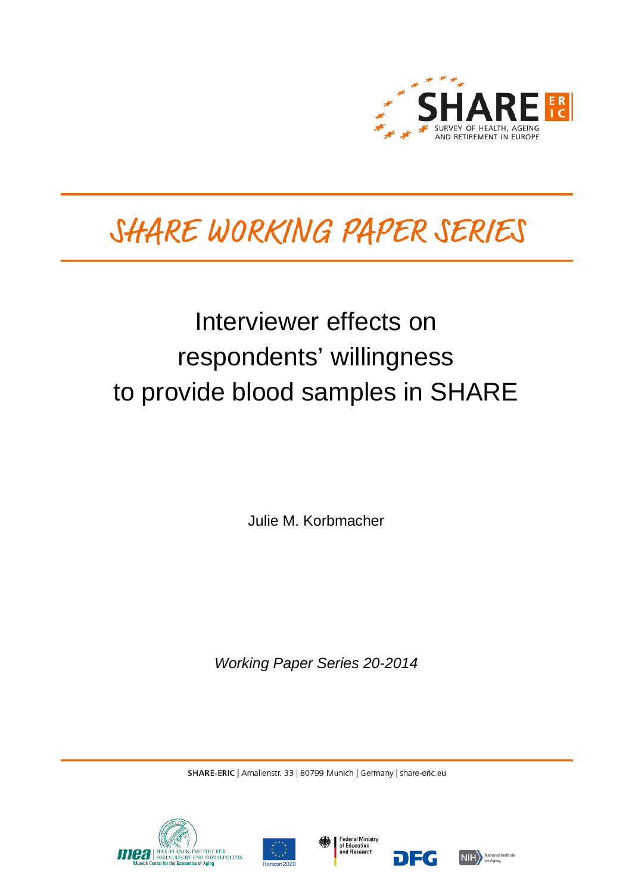SHARE ERIC

SURVEY OF HEALTH, AGEING AND RETIREMENT IN EUROPE

# SHARE WORKING PAPER SERIES

## Interviewer effects on respondents' willingness to provide blood samples in SHARE

Julie M. Korbmacher

*Working Paper Series 20-2014*

**SHARE-ERIC** | Amalienstr. 33 | 80799 Munich | Germany | share-eric.eu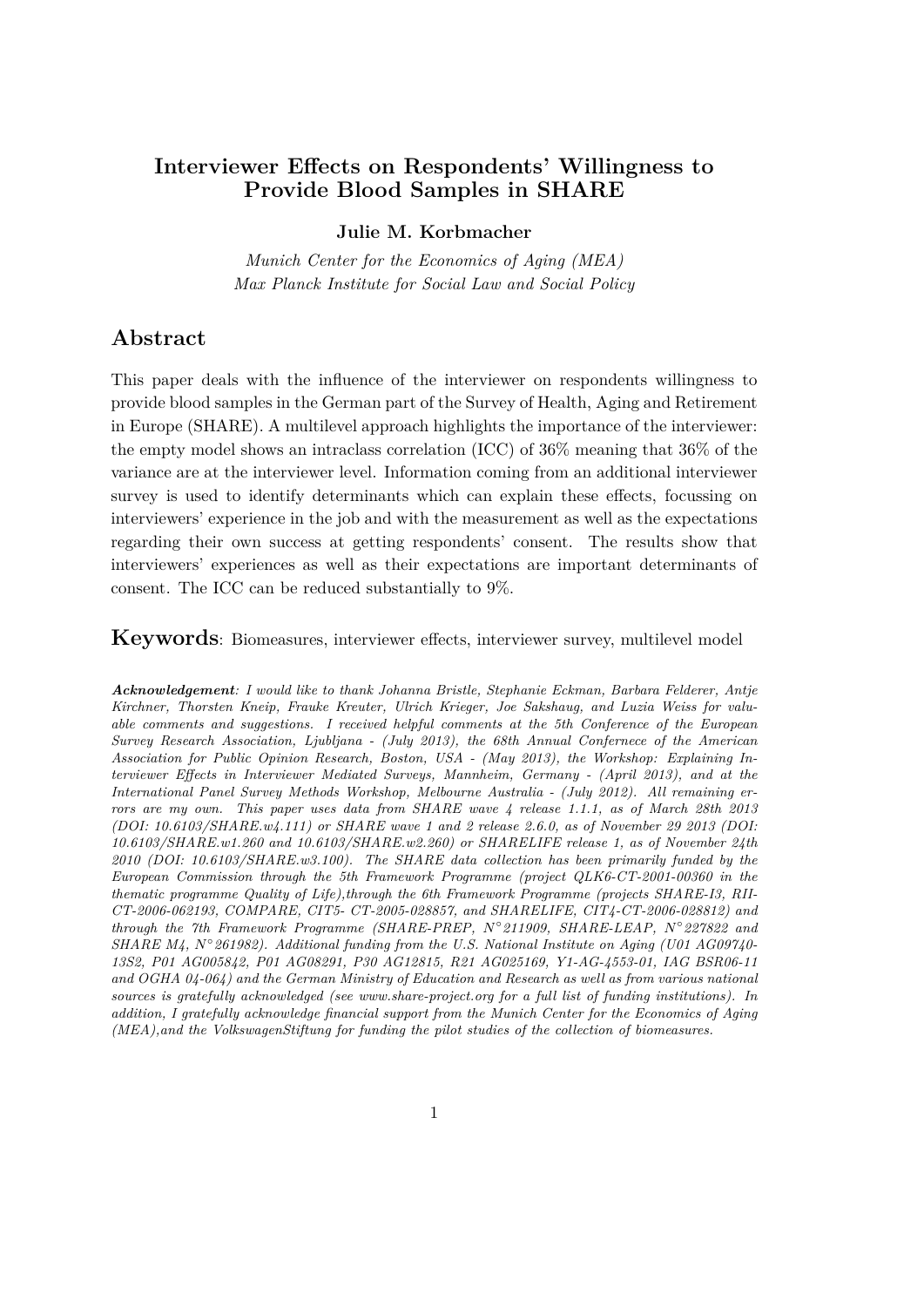# Interviewer Effects on Respondents' Willingness to Provide Blood Samples in SHARE

**Julie M. Korbmacher**

*Munich Center for the Economics of Aging (MEA)*
*Max Planck Institute for Social Law and Social Policy*

## Abstract

This paper deals with the influence of the interviewer on respondents willingness to provide blood samples in the German part of the Survey of Health, Aging and Retirement in Europe (SHARE). A multilevel approach highlights the importance of the interviewer: the empty model shows an intraclass correlation (ICC) of 36% meaning that 36% of the variance are at the interviewer level. Information coming from an additional interviewer survey is used to identify determinants which can explain these effects, focussing on interviewers' experience in the job and with the measurement as well as the expectations regarding their own success at getting respondents' consent. The results show that interviewers' experiences as well as their expectations are important determinants of consent. The ICC can be reduced substantially to 9%.

**Keywords**: Biomeasures, interviewer effects, interviewer survey, multilevel model

***Acknowledgement**: I would like to thank Johanna Bristle, Stephanie Eckman, Barbara Felderer, Antje Kirchner, Thorsten Kneip, Frauke Kreuter, Ulrich Krieger, Joe Sakshaug, and Luzia Weiss for valuable comments and suggestions. I received helpful comments at the 5th Conference of the European Survey Research Association, Ljubljana - (July 2013), the 68th Annual Confernece of the American Association for Public Opinion Research, Boston, USA - (May 2013), the Workshop: Explaining Interviewer Effects in Interviewer Mediated Surveys, Mannheim, Germany - (April 2013), and at the International Panel Survey Methods Workshop, Melbourne Australia - (July 2012). All remaining errors are my own. This paper uses data from SHARE wave 4 release 1.1.1, as of March 28th 2013 (DOI: 10.6103/SHARE.w4.111) or SHARE wave 1 and 2 release 2.6.0, as of November 29 2013 (DOI: 10.6103/SHARE.w1.260 and 10.6103/SHARE.w2.260) or SHARELIFE release 1, as of November 24th 2010 (DOI: 10.6103/SHARE.w3.100). The SHARE data collection has been primarily funded by the European Commission through the 5th Framework Programme (project QLK6-CT-2001-00360 in the thematic programme Quality of Life),through the 6th Framework Programme (projects SHARE-I3, RII-CT-2006-062193, COMPARE, CIT5- CT-2005-028857, and SHARELIFE, CIT4-CT-2006-028812) and through the 7th Framework Programme (SHARE-PREP, N°211909, SHARE-LEAP, N°227822 and SHARE M4, N°261982). Additional funding from the U.S. National Institute on Aging (U01 AG09740-13S2, P01 AG005842, P01 AG08291, P30 AG12815, R21 AG025169, Y1-AG-4553-01, IAG BSR06-11 and OGHA 04-064) and the German Ministry of Education and Research as well as from various national sources is gratefully acknowledged (see www.share-project.org for a full list of funding institutions). In addition, I gratefully acknowledge financial support from the Munich Center for the Economics of Aging (MEA),and the VolkswagenStiftung for funding the pilot studies of the collection of biomeasures.*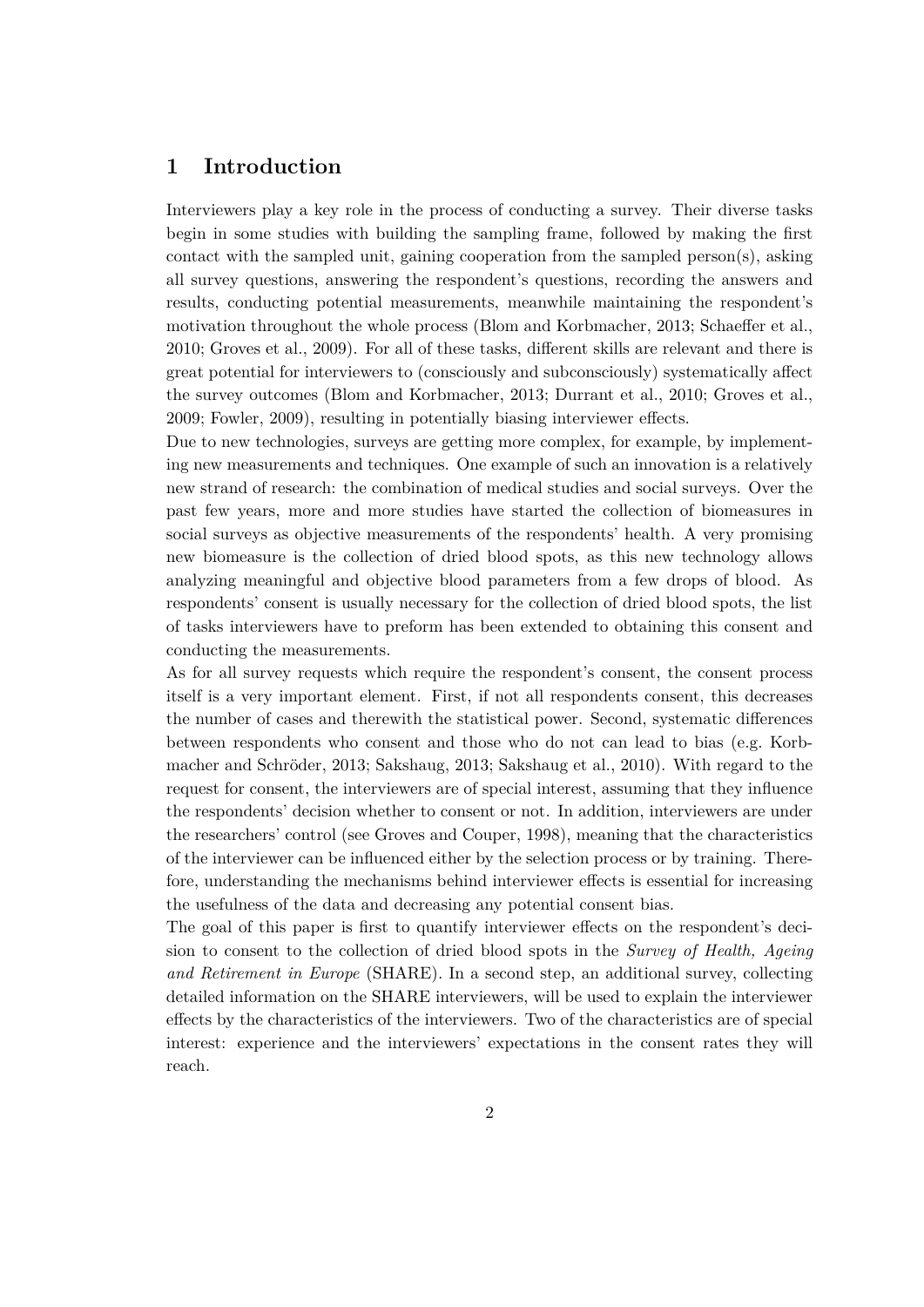# 1 Introduction

Interviewers play a key role in the process of conducting a survey. Their diverse tasks begin in some studies with building the sampling frame, followed by making the first contact with the sampled unit, gaining cooperation from the sampled person(s), asking all survey questions, answering the respondent's questions, recording the answers and results, conducting potential measurements, meanwhile maintaining the respondent's motivation throughout the whole process (Blom and Korbmacher, 2013; Schaeffer et al., 2010; Groves et al., 2009). For all of these tasks, different skills are relevant and there is great potential for interviewers to (consciously and subconsciously) systematically affect the survey outcomes (Blom and Korbmacher, 2013; Durrant et al., 2010; Groves et al., 2009; Fowler, 2009), resulting in potentially biasing interviewer effects.

Due to new technologies, surveys are getting more complex, for example, by implementing new measurements and techniques. One example of such an innovation is a relatively new strand of research: the combination of medical studies and social surveys. Over the past few years, more and more studies have started the collection of biomeasures in social surveys as objective measurements of the respondents' health. A very promising new biomeasure is the collection of dried blood spots, as this new technology allows analyzing meaningful and objective blood parameters from a few drops of blood. As respondents' consent is usually necessary for the collection of dried blood spots, the list of tasks interviewers have to preform has been extended to obtaining this consent and conducting the measurements.

As for all survey requests which require the respondent's consent, the consent process itself is a very important element. First, if not all respondents consent, this decreases the number of cases and therewith the statistical power. Second, systematic differences between respondents who consent and those who do not can lead to bias (e.g. Korbmacher and Schröder, 2013; Sakshaug, 2013; Sakshaug et al., 2010). With regard to the request for consent, the interviewers are of special interest, assuming that they influence the respondents' decision whether to consent or not. In addition, interviewers are under the researchers' control (see Groves and Couper, 1998), meaning that the characteristics of the interviewer can be influenced either by the selection process or by training. Therefore, understanding the mechanisms behind interviewer effects is essential for increasing the usefulness of the data and decreasing any potential consent bias.

The goal of this paper is first to quantify interviewer effects on the respondent's decision to consent to the collection of dried blood spots in the *Survey of Health, Ageing and Retirement in Europe* (SHARE). In a second step, an additional survey, collecting detailed information on the SHARE interviewers, will be used to explain the interviewer effects by the characteristics of the interviewers. Two of the characteristics are of special interest: experience and the interviewers' expectations in the consent rates they will reach.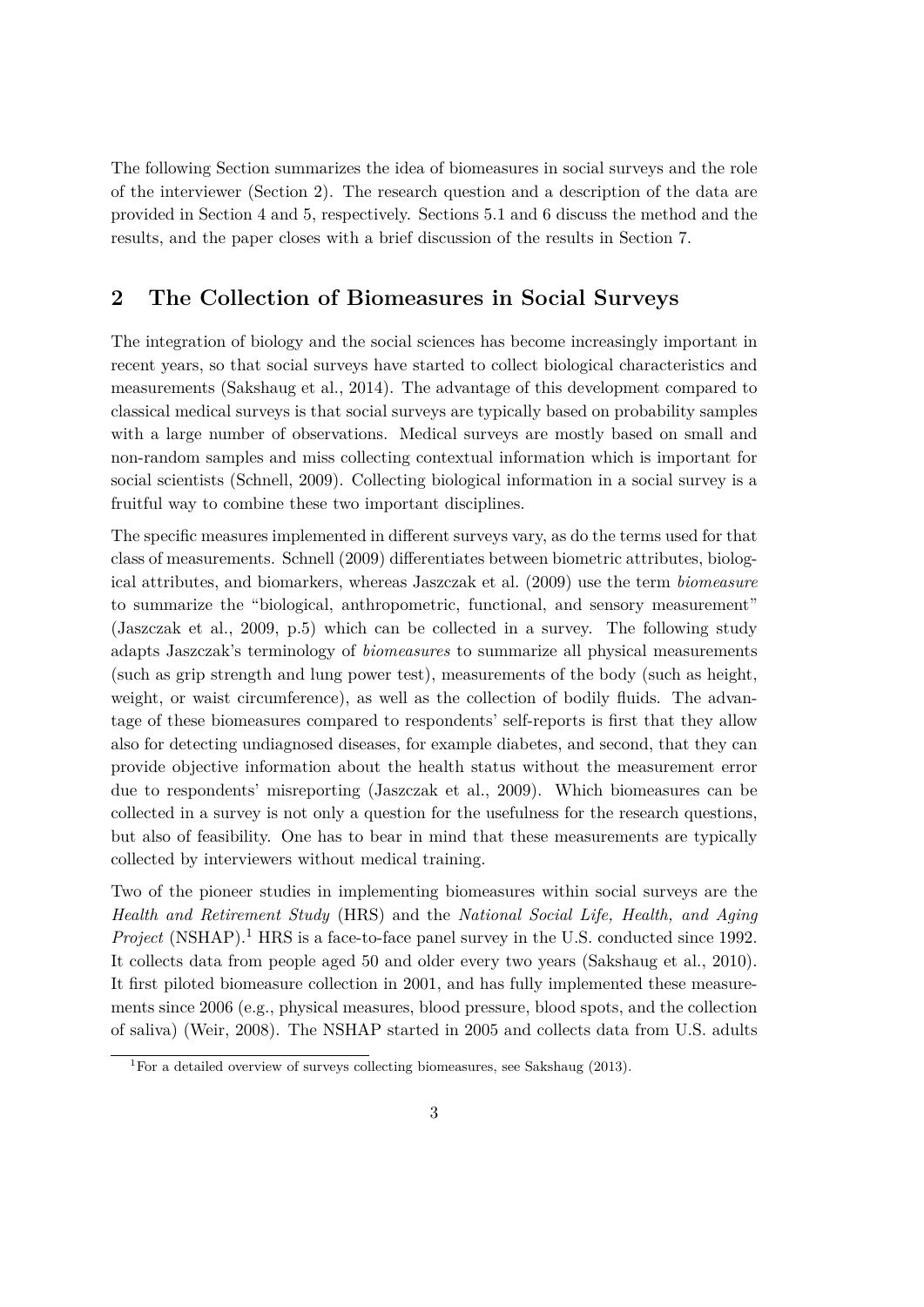The following Section summarizes the idea of biomeasures in social surveys and the role of the interviewer (Section 2). The research question and a description of the data are provided in Section 4 and 5, respectively. Sections 5.1 and 6 discuss the method and the results, and the paper closes with a brief discussion of the results in Section 7.

## 2 The Collection of Biomeasures in Social Surveys

The integration of biology and the social sciences has become increasingly important in recent years, so that social surveys have started to collect biological characteristics and measurements (Sakshaug et al., 2014). The advantage of this development compared to classical medical surveys is that social surveys are typically based on probability samples with a large number of observations. Medical surveys are mostly based on small and non-random samples and miss collecting contextual information which is important for social scientists (Schnell, 2009). Collecting biological information in a social survey is a fruitful way to combine these two important disciplines.

The specific measures implemented in different surveys vary, as do the terms used for that class of measurements. Schnell (2009) differentiates between biometric attributes, biological attributes, and biomarkers, whereas Jaszczak et al. (2009) use the term *biomeasure* to summarize the "biological, anthropometric, functional, and sensory measurement" (Jaszczak et al., 2009, p.5) which can be collected in a survey. The following study adapts Jaszczak's terminology of *biomeasures* to summarize all physical measurements (such as grip strength and lung power test), measurements of the body (such as height, weight, or waist circumference), as well as the collection of bodily fluids. The advantage of these biomeasures compared to respondents' self-reports is first that they allow also for detecting undiagnosed diseases, for example diabetes, and second, that they can provide objective information about the health status without the measurement error due to respondents' misreporting (Jaszczak et al., 2009). Which biomeasures can be collected in a survey is not only a question for the usefulness for the research questions, but also of feasibility. One has to bear in mind that these measurements are typically collected by interviewers without medical training.

Two of the pioneer studies in implementing biomeasures within social surveys are the *Health and Retirement Study* (HRS) and the *National Social Life, Health, and Aging Project* (NSHAP).[1] HRS is a face-to-face panel survey in the U.S. conducted since 1992. It collects data from people aged 50 and older every two years (Sakshaug et al., 2010). It first piloted biomeasure collection in 2001, and has fully implemented these measurements since 2006 (e.g., physical measures, blood pressure, blood spots, and the collection of saliva) (Weir, 2008). The NSHAP started in 2005 and collects data from U.S. adults

[1] For a detailed overview of surveys collecting biomeasures, see Sakshaug (2013).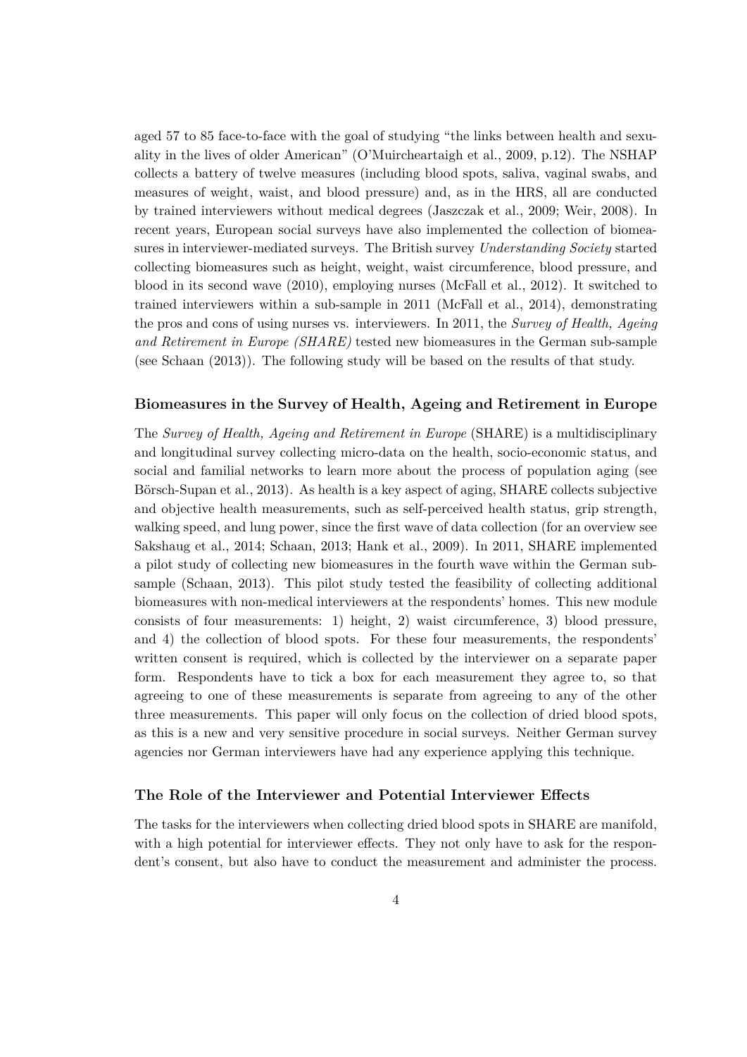aged 57 to 85 face-to-face with the goal of studying "the links between health and sexuality in the lives of older American" (O'Muircheartaigh et al., 2009, p.12). The NSHAP collects a battery of twelve measures (including blood spots, saliva, vaginal swabs, and measures of weight, waist, and blood pressure) and, as in the HRS, all are conducted by trained interviewers without medical degrees (Jaszczak et al., 2009; Weir, 2008). In recent years, European social surveys have also implemented the collection of biomeasures in interviewer-mediated surveys. The British survey *Understanding Society* started collecting biomeasures such as height, weight, waist circumference, blood pressure, and blood in its second wave (2010), employing nurses (McFall et al., 2012). It switched to trained interviewers within a sub-sample in 2011 (McFall et al., 2014), demonstrating the pros and cons of using nurses vs. interviewers. In 2011, the *Survey of Health, Ageing and Retirement in Europe (SHARE)* tested new biomeasures in the German sub-sample (see Schaan (2013)). The following study will be based on the results of that study.

### Biomeasures in the Survey of Health, Ageing and Retirement in Europe

The *Survey of Health, Ageing and Retirement in Europe* (SHARE) is a multidisciplinary and longitudinal survey collecting micro-data on the health, socio-economic status, and social and familial networks to learn more about the process of population aging (see Börsch-Supan et al., 2013). As health is a key aspect of aging, SHARE collects subjective and objective health measurements, such as self-perceived health status, grip strength, walking speed, and lung power, since the first wave of data collection (for an overview see Sakshaug et al., 2014; Schaan, 2013; Hank et al., 2009). In 2011, SHARE implemented a pilot study of collecting new biomeasures in the fourth wave within the German subsample (Schaan, 2013). This pilot study tested the feasibility of collecting additional biomeasures with non-medical interviewers at the respondents' homes. This new module consists of four measurements: 1) height, 2) waist circumference, 3) blood pressure, and 4) the collection of blood spots. For these four measurements, the respondents' written consent is required, which is collected by the interviewer on a separate paper form. Respondents have to tick a box for each measurement they agree to, so that agreeing to one of these measurements is separate from agreeing to any of the other three measurements. This paper will only focus on the collection of dried blood spots, as this is a new and very sensitive procedure in social surveys. Neither German survey agencies nor German interviewers have had any experience applying this technique.

### The Role of the Interviewer and Potential Interviewer Effects

The tasks for the interviewers when collecting dried blood spots in SHARE are manifold, with a high potential for interviewer effects. They not only have to ask for the respondent's consent, but also have to conduct the measurement and administer the process.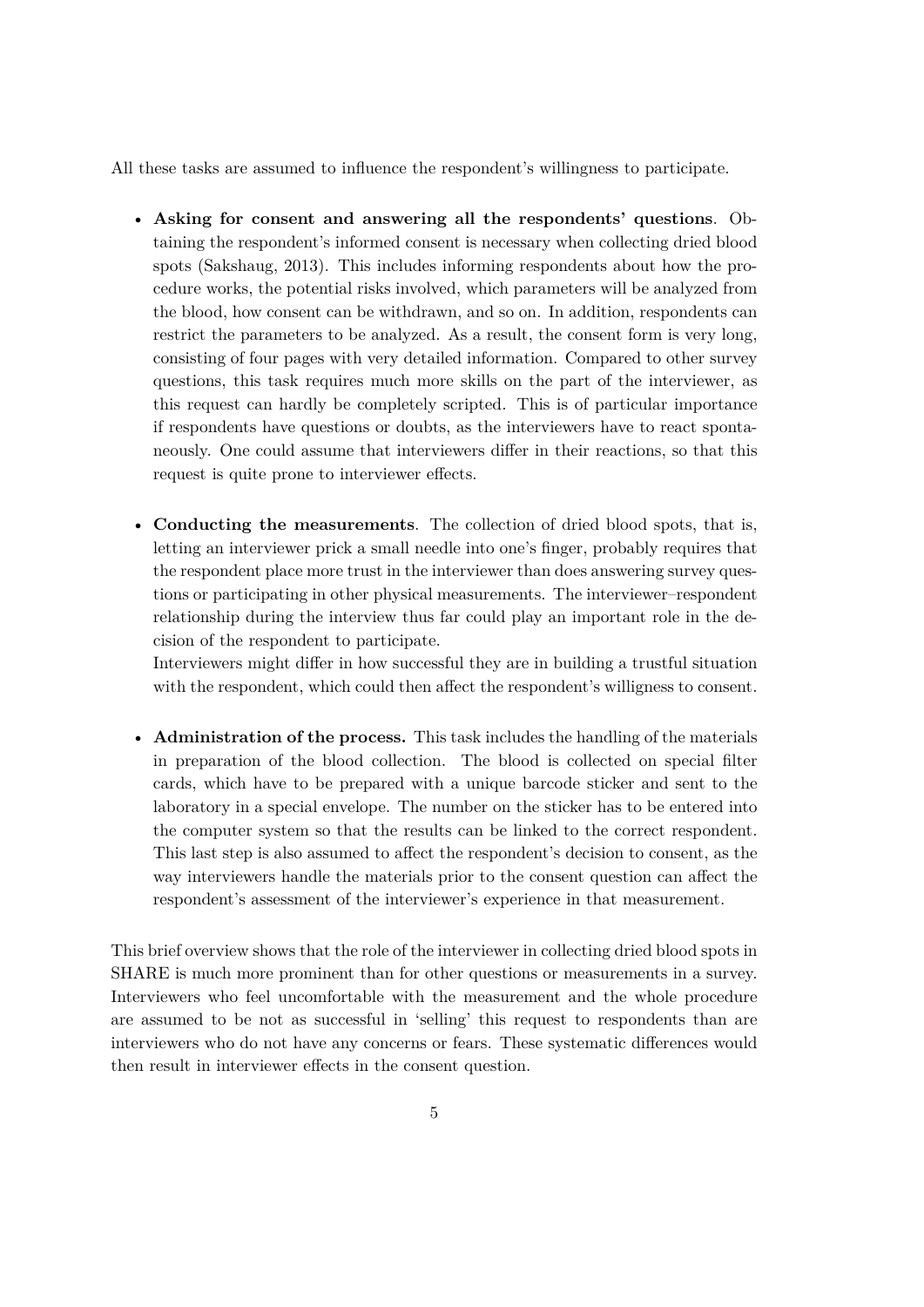All these tasks are assumed to influence the respondent's willingness to participate.

- **Asking for consent and answering all the respondents' questions**. Obtaining the respondent's informed consent is necessary when collecting dried blood spots (Sakshaug, 2013). This includes informing respondents about how the procedure works, the potential risks involved, which parameters will be analyzed from the blood, how consent can be withdrawn, and so on. In addition, respondents can restrict the parameters to be analyzed. As a result, the consent form is very long, consisting of four pages with very detailed information. Compared to other survey questions, this task requires much more skills on the part of the interviewer, as this request can hardly be completely scripted. This is of particular importance if respondents have questions or doubts, as the interviewers have to react spontaneously. One could assume that interviewers differ in their reactions, so that this request is quite prone to interviewer effects.

- **Conducting the measurements**. The collection of dried blood spots, that is, letting an interviewer prick a small needle into one's finger, probably requires that the respondent place more trust in the interviewer than does answering survey questions or participating in other physical measurements. The interviewer–respondent relationship during the interview thus far could play an important role in the decision of the respondent to participate.
  Interviewers might differ in how successful they are in building a trustful situation with the respondent, which could then affect the respondent's willigness to consent.

- **Administration of the process.** This task includes the handling of the materials in preparation of the blood collection. The blood is collected on special filter cards, which have to be prepared with a unique barcode sticker and sent to the laboratory in a special envelope. The number on the sticker has to be entered into the computer system so that the results can be linked to the correct respondent. This last step is also assumed to affect the respondent's decision to consent, as the way interviewers handle the materials prior to the consent question can affect the respondent's assessment of the interviewer's experience in that measurement.

This brief overview shows that the role of the interviewer in collecting dried blood spots in SHARE is much more prominent than for other questions or measurements in a survey. Interviewers who feel uncomfortable with the measurement and the whole procedure are assumed to be not as successful in 'selling' this request to respondents than are interviewers who do not have any concerns or fears. These systematic differences would then result in interviewer effects in the consent question.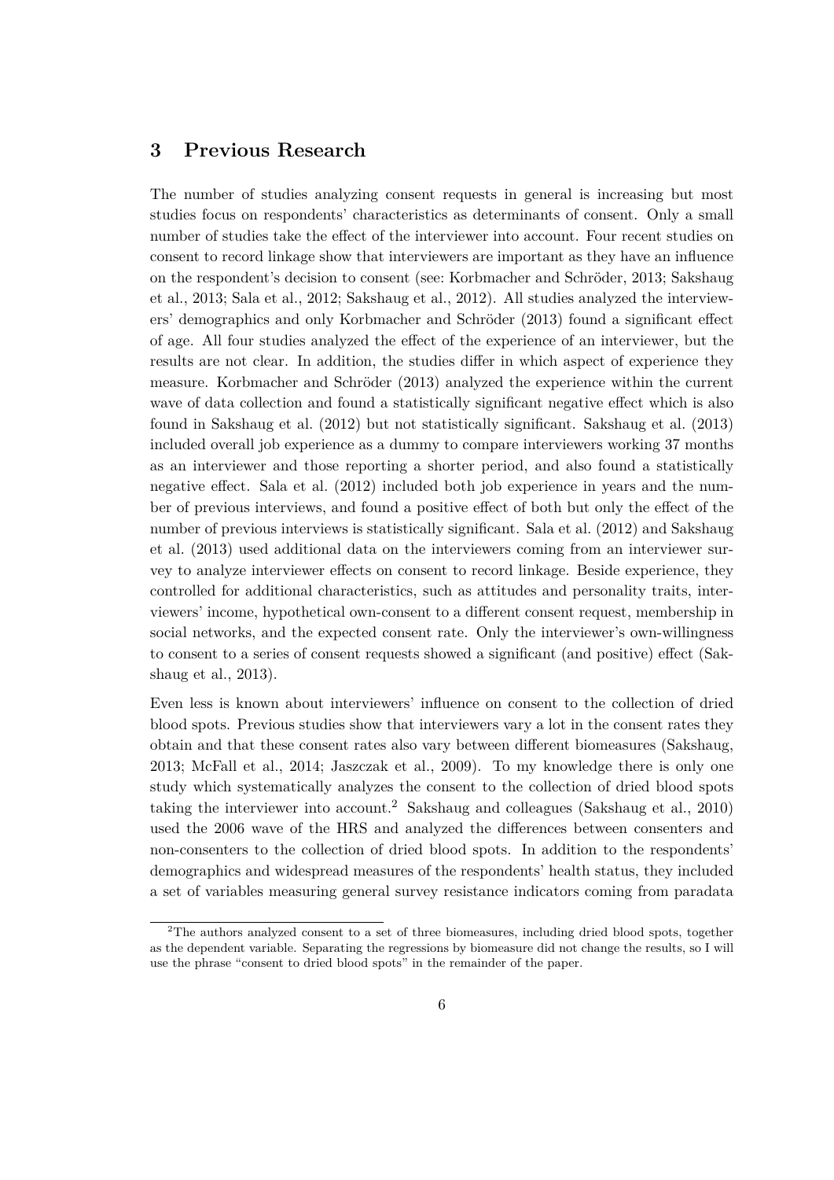## 3 Previous Research

The number of studies analyzing consent requests in general is increasing but most studies focus on respondents' characteristics as determinants of consent. Only a small number of studies take the effect of the interviewer into account. Four recent studies on consent to record linkage show that interviewers are important as they have an influence on the respondent's decision to consent (see: Korbmacher and Schröder, 2013; Sakshaug et al., 2013; Sala et al., 2012; Sakshaug et al., 2012). All studies analyzed the interviewers' demographics and only Korbmacher and Schröder (2013) found a significant effect of age. All four studies analyzed the effect of the experience of an interviewer, but the results are not clear. In addition, the studies differ in which aspect of experience they measure. Korbmacher and Schröder (2013) analyzed the experience within the current wave of data collection and found a statistically significant negative effect which is also found in Sakshaug et al. (2012) but not statistically significant. Sakshaug et al. (2013) included overall job experience as a dummy to compare interviewers working 37 months as an interviewer and those reporting a shorter period, and also found a statistically negative effect. Sala et al. (2012) included both job experience in years and the number of previous interviews, and found a positive effect of both but only the effect of the number of previous interviews is statistically significant. Sala et al. (2012) and Sakshaug et al. (2013) used additional data on the interviewers coming from an interviewer survey to analyze interviewer effects on consent to record linkage. Beside experience, they controlled for additional characteristics, such as attitudes and personality traits, interviewers' income, hypothetical own-consent to a different consent request, membership in social networks, and the expected consent rate. Only the interviewer's own-willingness to consent to a series of consent requests showed a significant (and positive) effect (Sakshaug et al., 2013).

Even less is known about interviewers' influence on consent to the collection of dried blood spots. Previous studies show that interviewers vary a lot in the consent rates they obtain and that these consent rates also vary between different biomeasures (Sakshaug, 2013; McFall et al., 2014; Jaszczak et al., 2009). To my knowledge there is only one study which systematically analyzes the consent to the collection of dried blood spots taking the interviewer into account.[2] Sakshaug and colleagues (Sakshaug et al., 2010) used the 2006 wave of the HRS and analyzed the differences between consenters and non-consenters to the collection of dried blood spots. In addition to the respondents' demographics and widespread measures of the respondents' health status, they included a set of variables measuring general survey resistance indicators coming from paradata

[2]The authors analyzed consent to a set of three biomeasures, including dried blood spots, together as the dependent variable. Separating the regressions by biomeasure did not change the results, so I will use the phrase "consent to dried blood spots" in the remainder of the paper.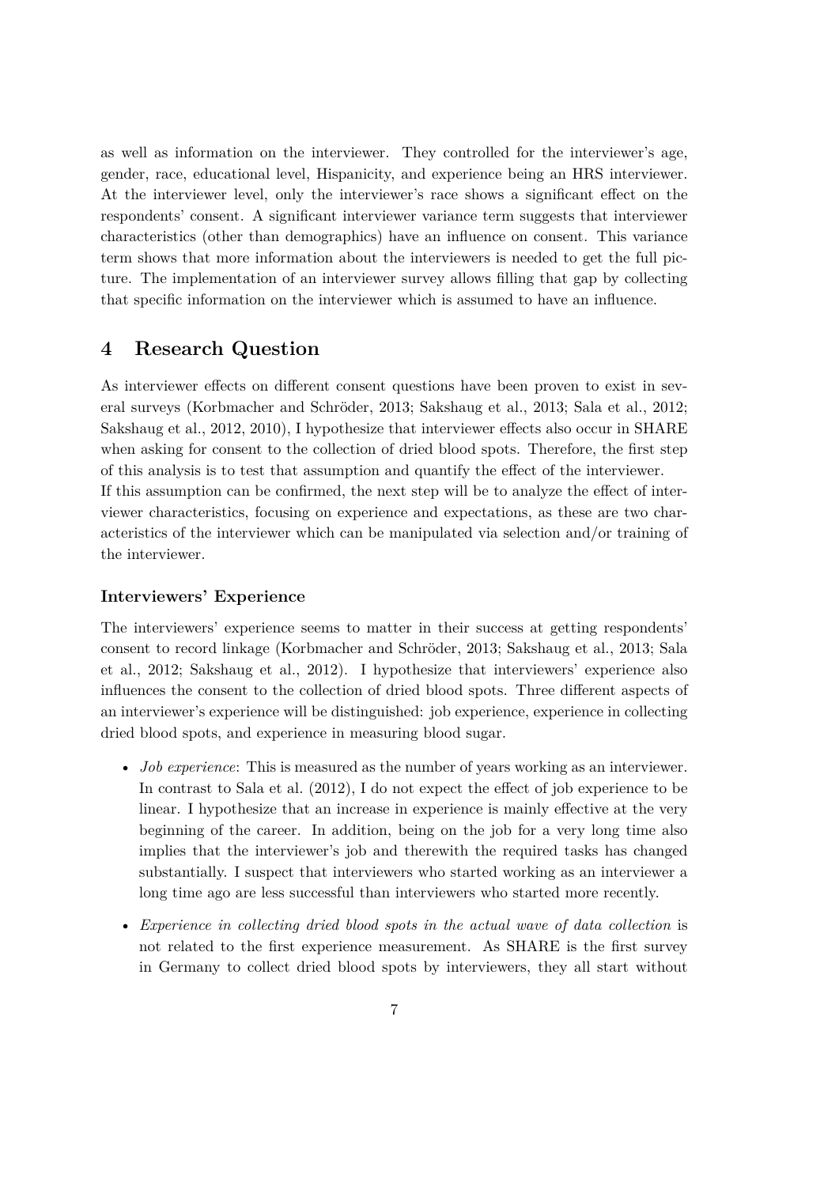as well as information on the interviewer. They controlled for the interviewer's age, gender, race, educational level, Hispanicity, and experience being an HRS interviewer. At the interviewer level, only the interviewer's race shows a significant effect on the respondents' consent. A significant interviewer variance term suggests that interviewer characteristics (other than demographics) have an influence on consent. This variance term shows that more information about the interviewers is needed to get the full picture. The implementation of an interviewer survey allows filling that gap by collecting that specific information on the interviewer which is assumed to have an influence.

# 4 Research Question

As interviewer effects on different consent questions have been proven to exist in several surveys (Korbmacher and Schröder, 2013; Sakshaug et al., 2013; Sala et al., 2012; Sakshaug et al., 2012, 2010), I hypothesize that interviewer effects also occur in SHARE when asking for consent to the collection of dried blood spots. Therefore, the first step of this analysis is to test that assumption and quantify the effect of the interviewer.
If this assumption can be confirmed, the next step will be to analyze the effect of interviewer characteristics, focusing on experience and expectations, as these are two characteristics of the interviewer which can be manipulated via selection and/or training of the interviewer.

### Interviewers' Experience

The interviewers' experience seems to matter in their success at getting respondents' consent to record linkage (Korbmacher and Schröder, 2013; Sakshaug et al., 2013; Sala et al., 2012; Sakshaug et al., 2012). I hypothesize that interviewers' experience also influences the consent to the collection of dried blood spots. Three different aspects of an interviewer's experience will be distinguished: job experience, experience in collecting dried blood spots, and experience in measuring blood sugar.

- *Job experience*: This is measured as the number of years working as an interviewer. In contrast to Sala et al. (2012), I do not expect the effect of job experience to be linear. I hypothesize that an increase in experience is mainly effective at the very beginning of the career. In addition, being on the job for a very long time also implies that the interviewer's job and therewith the required tasks has changed substantially. I suspect that interviewers who started working as an interviewer a long time ago are less successful than interviewers who started more recently.
- *Experience in collecting dried blood spots in the actual wave of data collection* is not related to the first experience measurement. As SHARE is the first survey in Germany to collect dried blood spots by interviewers, they all start without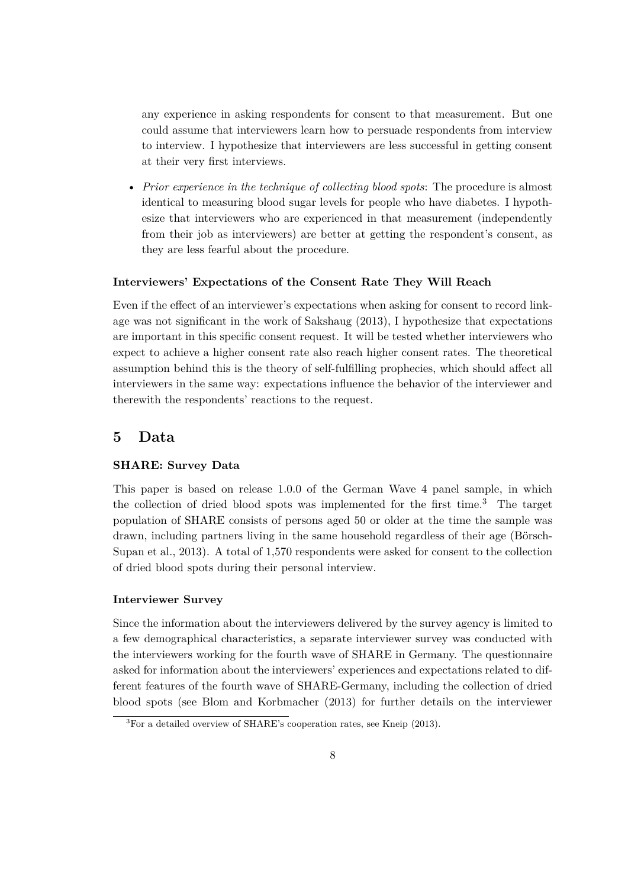any experience in asking respondents for consent to that measurement. But one could assume that interviewers learn how to persuade respondents from interview to interview. I hypothesize that interviewers are less successful in getting consent at their very first interviews.

- *Prior experience in the technique of collecting blood spots*: The procedure is almost identical to measuring blood sugar levels for people who have diabetes. I hypothesize that interviewers who are experienced in that measurement (independently from their job as interviewers) are better at getting the respondent's consent, as they are less fearful about the procedure.

#### Interviewers' Expectations of the Consent Rate They Will Reach

Even if the effect of an interviewer's expectations when asking for consent to record linkage was not significant in the work of Sakshaug (2013), I hypothesize that expectations are important in this specific consent request. It will be tested whether interviewers who expect to achieve a higher consent rate also reach higher consent rates. The theoretical assumption behind this is the theory of self-fulfilling prophecies, which should affect all interviewers in the same way: expectations influence the behavior of the interviewer and therewith the respondents' reactions to the request.

## 5 Data

#### SHARE: Survey Data

This paper is based on release 1.0.0 of the German Wave 4 panel sample, in which the collection of dried blood spots was implemented for the first time.[3] The target population of SHARE consists of persons aged 50 or older at the time the sample was drawn, including partners living in the same household regardless of their age (Börsch-Supan et al., 2013). A total of 1,570 respondents were asked for consent to the collection of dried blood spots during their personal interview.

#### Interviewer Survey

Since the information about the interviewers delivered by the survey agency is limited to a few demographical characteristics, a separate interviewer survey was conducted with the interviewers working for the fourth wave of SHARE in Germany. The questionnaire asked for information about the interviewers' experiences and expectations related to different features of the fourth wave of SHARE-Germany, including the collection of dried blood spots (see Blom and Korbmacher (2013) for further details on the interviewer

[3] For a detailed overview of SHARE's cooperation rates, see Kneip (2013).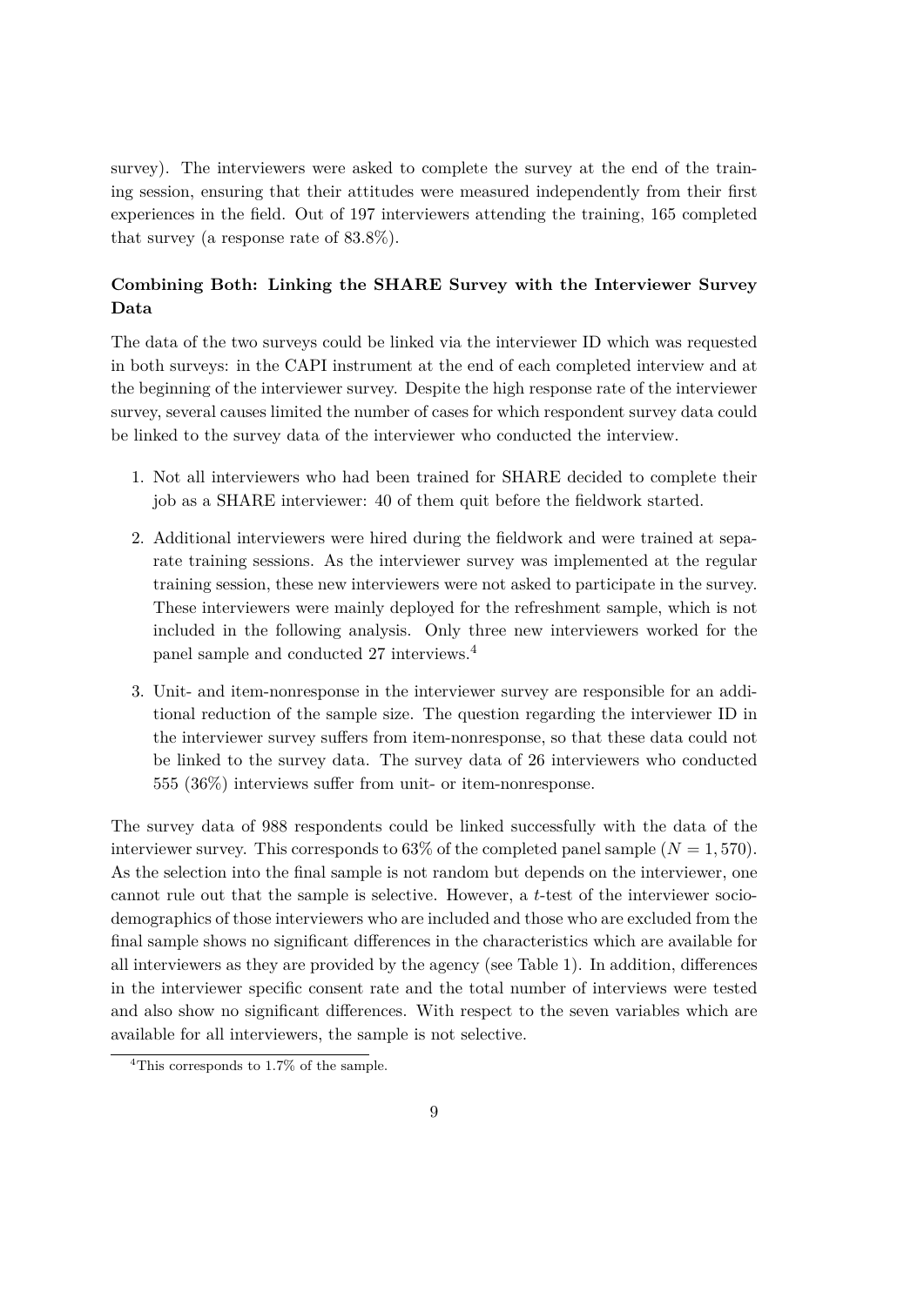survey). The interviewers were asked to complete the survey at the end of the training session, ensuring that their attitudes were measured independently from their first experiences in the field. Out of 197 interviewers attending the training, 165 completed that survey (a response rate of 83.8%).

### Combining Both: Linking the SHARE Survey with the Interviewer Survey Data

The data of the two surveys could be linked via the interviewer ID which was requested in both surveys: in the CAPI instrument at the end of each completed interview and at the beginning of the interviewer survey. Despite the high response rate of the interviewer survey, several causes limited the number of cases for which respondent survey data could be linked to the survey data of the interviewer who conducted the interview.

1. Not all interviewers who had been trained for SHARE decided to complete their job as a SHARE interviewer: 40 of them quit before the fieldwork started.
2. Additional interviewers were hired during the fieldwork and were trained at separate training sessions. As the interviewer survey was implemented at the regular training session, these new interviewers were not asked to participate in the survey. These interviewers were mainly deployed for the refreshment sample, which is not included in the following analysis. Only three new interviewers worked for the panel sample and conducted 27 interviews.[4]
3. Unit- and item-nonresponse in the interviewer survey are responsible for an additional reduction of the sample size. The question regarding the interviewer ID in the interviewer survey suffers from item-nonresponse, so that these data could not be linked to the survey data. The survey data of 26 interviewers who conducted 555 (36%) interviews suffer from unit- or item-nonresponse.

The survey data of 988 respondents could be linked successfully with the data of the interviewer survey. This corresponds to 63% of the completed panel sample ($N = 1,570$). As the selection into the final sample is not random but depends on the interviewer, one cannot rule out that the sample is selective. However, a $t$-test of the interviewer sociodemographics of those interviewers who are included and those who are excluded from the final sample shows no significant differences in the characteristics which are available for all interviewers as they are provided by the agency (see Table 1). In addition, differences in the interviewer specific consent rate and the total number of interviews were tested and also show no significant differences. With respect to the seven variables which are available for all interviewers, the sample is not selective.

[4] This corresponds to 1.7% of the sample.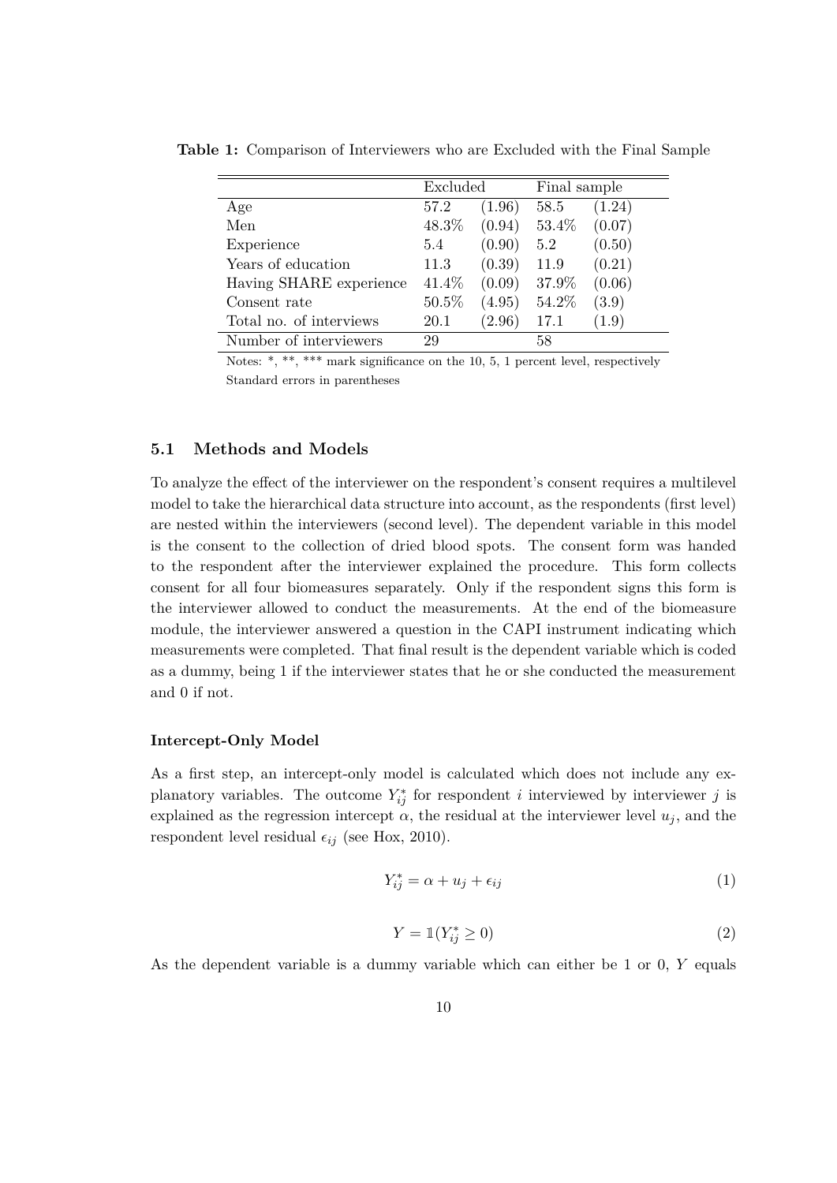**Table 1:** Comparison of Interviewers who are Excluded with the Final Sample

| | Excluded | | Final sample | |
|---|---|---|---|---|
| Age | 57.2 | (1.96) | 58.5 | (1.24) |
| Men | 48.3% | (0.94) | 53.4% | (0.07) |
| Experience | 5.4 | (0.90) | 5.2 | (0.50) |
| Years of education | 11.3 | (0.39) | 11.9 | (0.21) |
| Having SHARE experience | 41.4% | (0.09) | 37.9% | (0.06) |
| Consent rate | 50.5% | (4.95) | 54.2% | (3.9) |
| Total no. of interviews | 20.1 | (2.96) | 17.1 | (1.9) |
| Number of interviewers | 29 | | 58 | |

Notes: *, **, *** mark significance on the 10, 5, 1 percent level, respectively
Standard errors in parentheses

### 5.1 Methods and Models

To analyze the effect of the interviewer on the respondent's consent requires a multilevel model to take the hierarchical data structure into account, as the respondents (first level) are nested within the interviewers (second level). The dependent variable in this model is the consent to the collection of dried blood spots. The consent form was handed to the respondent after the interviewer explained the procedure. This form collects consent for all four biomeasures separately. Only if the respondent signs this form is the interviewer allowed to conduct the measurements. At the end of the biomeasure module, the interviewer answered a question in the CAPI instrument indicating which measurements were completed. That final result is the dependent variable which is coded as a dummy, being 1 if the interviewer states that he or she conducted the measurement and 0 if not.

**Intercept-Only Model**

As a first step, an intercept-only model is calculated which does not include any explanatory variables. The outcome $Y_{ij}^*$ for respondent $i$ interviewed by interviewer $j$ is explained as the regression intercept $\alpha$, the residual at the interviewer level $u_j$, and the respondent level residual $\epsilon_{ij}$ (see Hox, 2010).

$$Y_{ij}^* = \alpha + u_j + \epsilon_{ij} \tag{1}$$

$$Y = \mathbb{1}(Y_{ij}^* \geq 0) \tag{2}$$

As the dependent variable is a dummy variable which can either be 1 or 0, $Y$ equals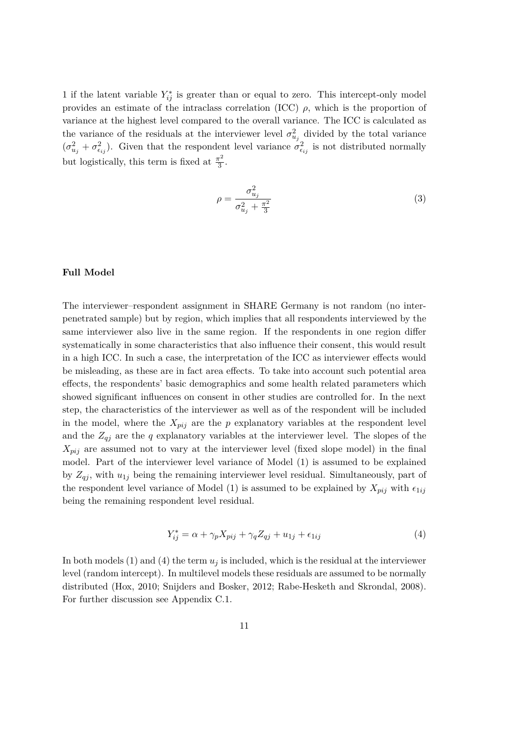1 if the latent variable $Y_{ij}^*$ is greater than or equal to zero. This intercept-only model provides an estimate of the intraclass correlation (ICC) $\rho$, which is the proportion of variance at the highest level compared to the overall variance. The ICC is calculated as the variance of the residuals at the interviewer level $\sigma_{u_j}^2$ divided by the total variance $(\sigma_{u_j}^2 + \sigma_{\epsilon_{ij}}^2)$. Given that the respondent level variance $\sigma_{\epsilon_{ij}}^2$ is not distributed normally but logistically, this term is fixed at $\frac{\pi^2}{3}$.

$$\rho = \frac{\sigma_{u_j}^2}{\sigma_{u_j}^2 + \frac{\pi^2}{3}} \tag{3}$$

**Full Model**

The interviewer–respondent assignment in SHARE Germany is not random (no interpenetrated sample) but by region, which implies that all respondents interviewed by the same interviewer also live in the same region. If the respondents in one region differ systematically in some characteristics that also influence their consent, this would result in a high ICC. In such a case, the interpretation of the ICC as interviewer effects would be misleading, as these are in fact area effects. To take into account such potential area effects, the respondents' basic demographics and some health related parameters which showed significant influences on consent in other studies are controlled for. In the next step, the characteristics of the interviewer as well as of the respondent will be included in the model, where the $X_{pij}$ are the $p$ explanatory variables at the respondent level and the $Z_{qj}$ are the $q$ explanatory variables at the interviewer level. The slopes of the $X_{pij}$ are assumed not to vary at the interviewer level (fixed slope model) in the final model. Part of the interviewer level variance of Model (1) is assumed to be explained by $Z_{qj}$, with $u_{1j}$ being the remaining interviewer level residual. Simultaneously, part of the respondent level variance of Model (1) is assumed to be explained by $X_{pij}$ with $\epsilon_{1ij}$ being the remaining respondent level residual.

$$Y_{ij}^* = \alpha + \gamma_p X_{pij} + \gamma_q Z_{qj} + u_{1j} + \epsilon_{1ij} \tag{4}$$

In both models (1) and (4) the term $u_j$ is included, which is the residual at the interviewer level (random intercept). In multilevel models these residuals are assumed to be normally distributed (Hox, 2010; Snijders and Bosker, 2012; Rabe-Hesketh and Skrondal, 2008). For further discussion see Appendix C.1.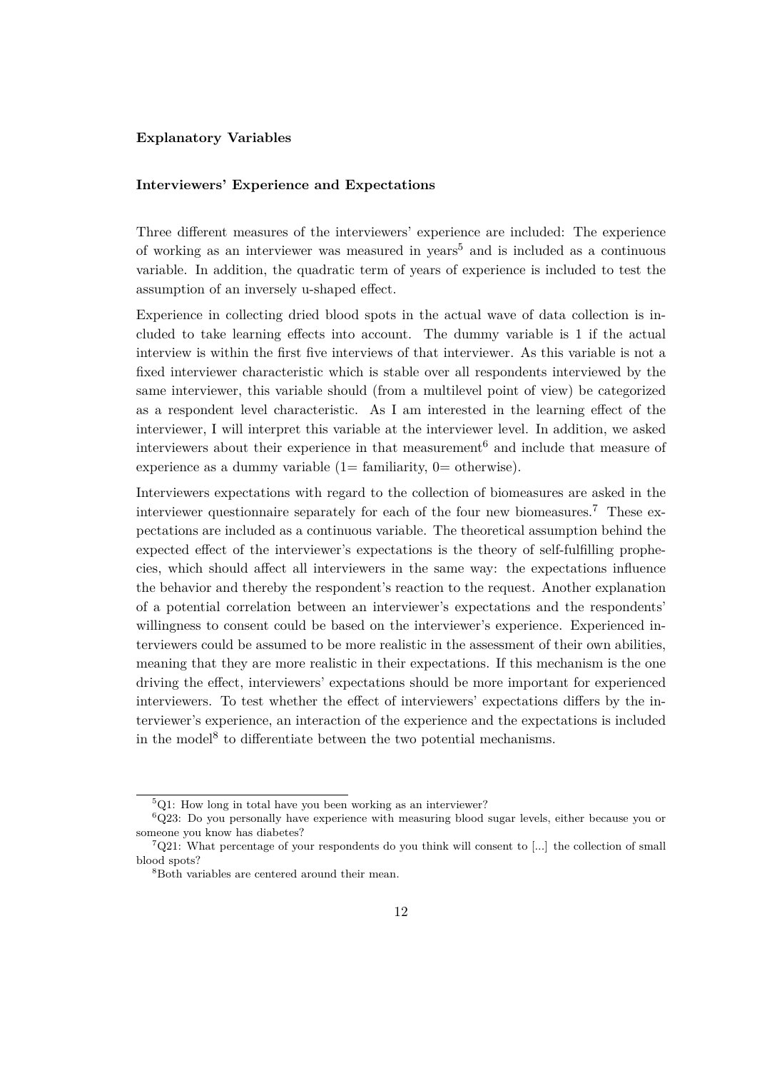**Explanatory Variables**

**Interviewers' Experience and Expectations**

Three different measures of the interviewers' experience are included: The experience of working as an interviewer was measured in years[5] and is included as a continuous variable. In addition, the quadratic term of years of experience is included to test the assumption of an inversely u-shaped effect.

Experience in collecting dried blood spots in the actual wave of data collection is included to take learning effects into account. The dummy variable is 1 if the actual interview is within the first five interviews of that interviewer. As this variable is not a fixed interviewer characteristic which is stable over all respondents interviewed by the same interviewer, this variable should (from a multilevel point of view) be categorized as a respondent level characteristic. As I am interested in the learning effect of the interviewer, I will interpret this variable at the interviewer level. In addition, we asked interviewers about their experience in that measurement[6] and include that measure of experience as a dummy variable (1= familiarity, 0= otherwise).

Interviewers expectations with regard to the collection of biomeasures are asked in the interviewer questionnaire separately for each of the four new biomeasures.[7] These expectations are included as a continuous variable. The theoretical assumption behind the expected effect of the interviewer's expectations is the theory of self-fulfilling prophecies, which should affect all interviewers in the same way: the expectations influence the behavior and thereby the respondent's reaction to the request. Another explanation of a potential correlation between an interviewer's expectations and the respondents' willingness to consent could be based on the interviewer's experience. Experienced interviewers could be assumed to be more realistic in the assessment of their own abilities, meaning that they are more realistic in their expectations. If this mechanism is the one driving the effect, interviewers' expectations should be more important for experienced interviewers. To test whether the effect of interviewers' expectations differs by the interviewer's experience, an interaction of the experience and the expectations is included in the model[8] to differentiate between the two potential mechanisms.

[5] Q1: How long in total have you been working as an interviewer?

[6] Q23: Do you personally have experience with measuring blood sugar levels, either because you or someone you know has diabetes?

[7] Q21: What percentage of your respondents do you think will consent to [...] the collection of small blood spots?

[8] Both variables are centered around their mean.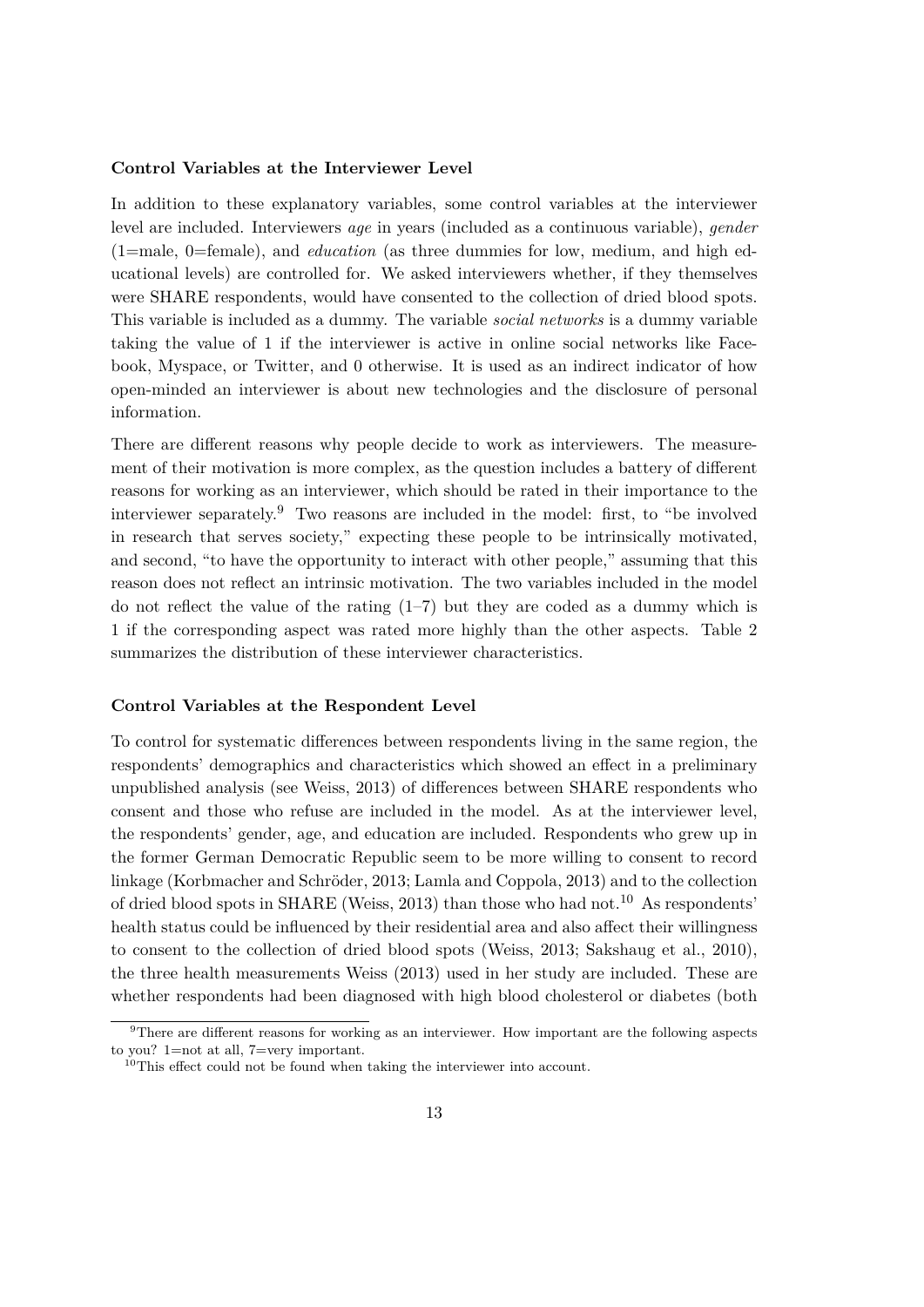**Control Variables at the Interviewer Level**

In addition to these explanatory variables, some control variables at the interviewer level are included. Interviewers *age* in years (included as a continuous variable), *gender* (1=male, 0=female), and *education* (as three dummies for low, medium, and high educational levels) are controlled for. We asked interviewers whether, if they themselves were SHARE respondents, would have consented to the collection of dried blood spots. This variable is included as a dummy. The variable *social networks* is a dummy variable taking the value of 1 if the interviewer is active in online social networks like Facebook, Myspace, or Twitter, and 0 otherwise. It is used as an indirect indicator of how open-minded an interviewer is about new technologies and the disclosure of personal information.

There are different reasons why people decide to work as interviewers. The measurement of their motivation is more complex, as the question includes a battery of different reasons for working as an interviewer, which should be rated in their importance to the interviewer separately.[9] Two reasons are included in the model: first, to "be involved in research that serves society," expecting these people to be intrinsically motivated, and second, "to have the opportunity to interact with other people," assuming that this reason does not reflect an intrinsic motivation. The two variables included in the model do not reflect the value of the rating (1–7) but they are coded as a dummy which is 1 if the corresponding aspect was rated more highly than the other aspects. Table 2 summarizes the distribution of these interviewer characteristics.

**Control Variables at the Respondent Level**

To control for systematic differences between respondents living in the same region, the respondents' demographics and characteristics which showed an effect in a preliminary unpublished analysis (see Weiss, 2013) of differences between SHARE respondents who consent and those who refuse are included in the model. As at the interviewer level, the respondents' gender, age, and education are included. Respondents who grew up in the former German Democratic Republic seem to be more willing to consent to record linkage (Korbmacher and Schröder, 2013; Lamla and Coppola, 2013) and to the collection of dried blood spots in SHARE (Weiss, 2013) than those who had not.[10] As respondents' health status could be influenced by their residential area and also affect their willingness to consent to the collection of dried blood spots (Weiss, 2013; Sakshaug et al., 2010), the three health measurements Weiss (2013) used in her study are included. These are whether respondents had been diagnosed with high blood cholesterol or diabetes (both

[9] There are different reasons for working as an interviewer. How important are the following aspects to you? 1=not at all, 7=very important.

[10] This effect could not be found when taking the interviewer into account.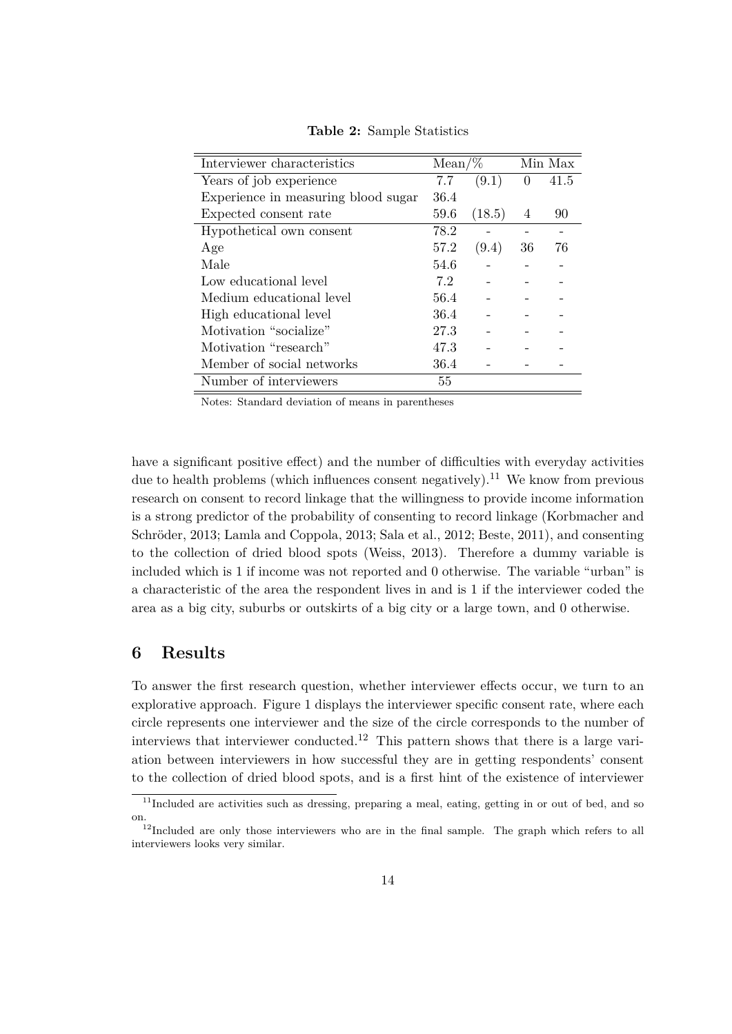**Table 2:** Sample Statistics

| Interviewer characteristics | Mean/% | | Min | Max |
|---|---|---|---|---|
| Years of job experience | 7.7 | (9.1) | 0 | 41.5 |
| Experience in measuring blood sugar | 36.4 | | | |
| Expected consent rate | 59.6 | (18.5) | 4 | 90 |
| Hypothetical own consent | 78.2 | - | - | - |
| Age | 57.2 | (9.4) | 36 | 76 |
| Male | 54.6 | - | - | - |
| Low educational level | 7.2 | - | - | - |
| Medium educational level | 56.4 | - | - | - |
| High educational level | 36.4 | - | - | - |
| Motivation "socialize" | 27.3 | - | - | - |
| Motivation "research" | 47.3 | - | - | - |
| Member of social networks | 36.4 | - | - | - |
| Number of interviewers | 55 | | | |

Notes: Standard deviation of means in parentheses

have a significant positive effect) and the number of difficulties with everyday activities due to health problems (which influences consent negatively).[11] We know from previous research on consent to record linkage that the willingness to provide income information is a strong predictor of the probability of consenting to record linkage (Korbmacher and Schröder, 2013; Lamla and Coppola, 2013; Sala et al., 2012; Beste, 2011), and consenting to the collection of dried blood spots (Weiss, 2013). Therefore a dummy variable is included which is 1 if income was not reported and 0 otherwise. The variable "urban" is a characteristic of the area the respondent lives in and is 1 if the interviewer coded the area as a big city, suburbs or outskirts of a big city or a large town, and 0 otherwise.

## 6 Results

To answer the first research question, whether interviewer effects occur, we turn to an explorative approach. Figure 1 displays the interviewer specific consent rate, where each circle represents one interviewer and the size of the circle corresponds to the number of interviews that interviewer conducted.[12] This pattern shows that there is a large variation between interviewers in how successful they are in getting respondents' consent to the collection of dried blood spots, and is a first hint of the existence of interviewer

[11] Included are activities such as dressing, preparing a meal, eating, getting in or out of bed, and so on.

[12] Included are only those interviewers who are in the final sample. The graph which refers to all interviewers looks very similar.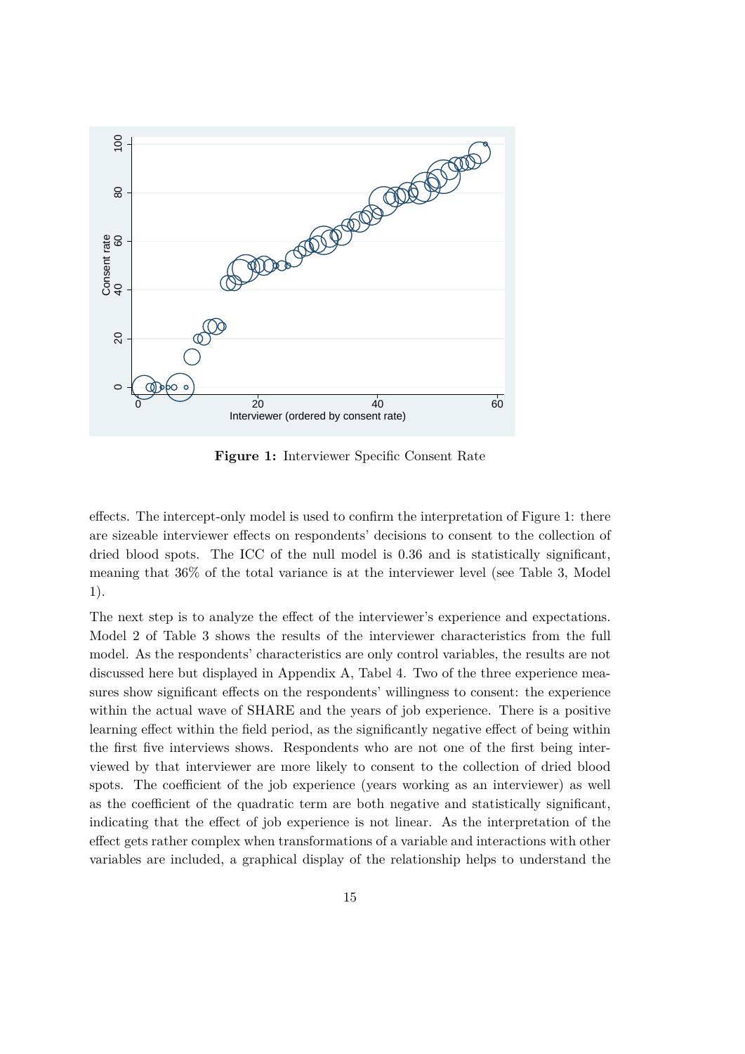**Figure 1:** Interviewer Specific Consent Rate

effects. The intercept-only model is used to confirm the interpretation of Figure 1: there are sizeable interviewer effects on respondents' decisions to consent to the collection of dried blood spots. The ICC of the null model is 0.36 and is statistically significant, meaning that 36% of the total variance is at the interviewer level (see Table 3, Model 1).

The next step is to analyze the effect of the interviewer's experience and expectations. Model 2 of Table 3 shows the results of the interviewer characteristics from the full model. As the respondents' characteristics are only control variables, the results are not discussed here but displayed in Appendix A, Tabel 4. Two of the three experience measures show significant effects on the respondents' willingness to consent: the experience within the actual wave of SHARE and the years of job experience. There is a positive learning effect within the field period, as the significantly negative effect of being within the first five interviews shows. Respondents who are not one of the first being interviewed by that interviewer are more likely to consent to the collection of dried blood spots. The coefficient of the job experience (years working as an interviewer) as well as the coefficient of the quadratic term are both negative and statistically significant, indicating that the effect of job experience is not linear. As the interpretation of the effect gets rather complex when transformations of a variable and interactions with other variables are included, a graphical display of the relationship helps to understand the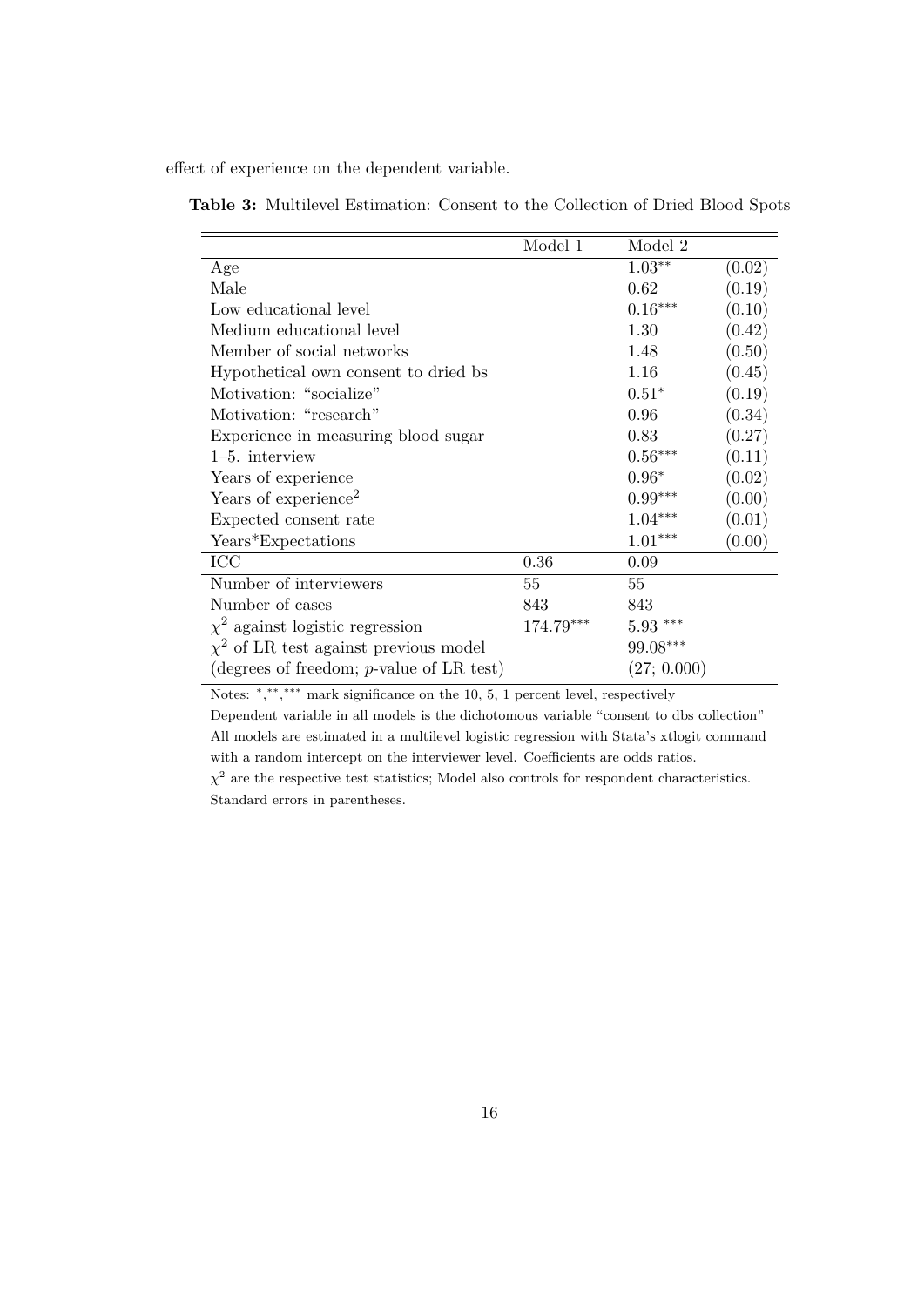effect of experience on the dependent variable.

**Table 3:** Multilevel Estimation: Consent to the Collection of Dried Blood Spots

| | Model 1 | Model 2 | |
|---|---|---|---|
| Age | | $1.03^{**}$ | (0.02) |
| Male | | 0.62 | (0.19) |
| Low educational level | | $0.16^{***}$ | (0.10) |
| Medium educational level | | 1.30 | (0.42) |
| Member of social networks | | 1.48 | (0.50) |
| Hypothetical own consent to dried bs | | 1.16 | (0.45) |
| Motivation: "socialize" | | $0.51^{*}$ | (0.19) |
| Motivation: "research" | | 0.96 | (0.34) |
| Experience in measuring blood sugar | | 0.83 | (0.27) |
| 1–5. interview | | $0.56^{***}$ | (0.11) |
| Years of experience | | $0.96^{*}$ | (0.02) |
| Years of experience$^2$ | | $0.99^{***}$ | (0.00) |
| Expected consent rate | | $1.04^{***}$ | (0.01) |
| Years*Expectations | | $1.01^{***}$ | (0.00) |
| ICC | 0.36 | 0.09 | |
| Number of interviewers | 55 | 55 | |
| Number of cases | 843 | 843 | |
| $\chi^2$ against logistic regression | $174.79^{***}$ | $5.93^{***}$ | |
| $\chi^2$ of LR test against previous model | | $99.08^{***}$ | |
| (degrees of freedom; $p$-value of LR test) | | (27; 0.000) | |

Notes: $^{*}$,$^{**}$,$^{***}$ mark significance on the 10, 5, 1 percent level, respectively
Dependent variable in all models is the dichotomous variable "consent to dbs collection"
All models are estimated in a multilevel logistic regression with Stata's xtlogit command with a random intercept on the interviewer level. Coefficients are odds ratios.
$\chi^2$ are the respective test statistics; Model also controls for respondent characteristics.
Standard errors in parentheses.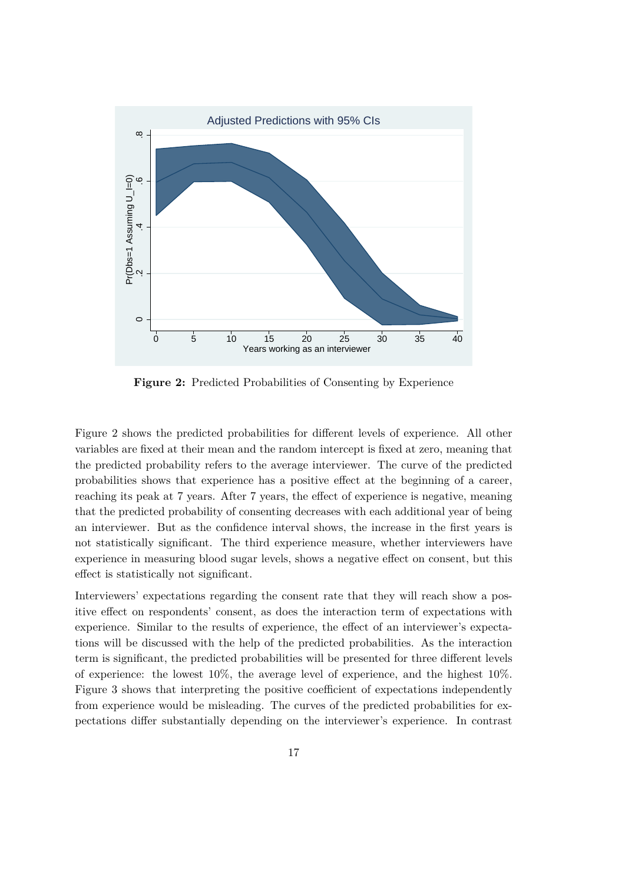**Figure 2:** Predicted Probabilities of Consenting by Experience

Figure 2 shows the predicted probabilities for different levels of experience. All other variables are fixed at their mean and the random intercept is fixed at zero, meaning that the predicted probability refers to the average interviewer. The curve of the predicted probabilities shows that experience has a positive effect at the beginning of a career, reaching its peak at 7 years. After 7 years, the effect of experience is negative, meaning that the predicted probability of consenting decreases with each additional year of being an interviewer. But as the confidence interval shows, the increase in the first years is not statistically significant. The third experience measure, whether interviewers have experience in measuring blood sugar levels, shows a negative effect on consent, but this effect is statistically not significant.

Interviewers' expectations regarding the consent rate that they will reach show a positive effect on respondents' consent, as does the interaction term of expectations with experience. Similar to the results of experience, the effect of an interviewer's expectations will be discussed with the help of the predicted probabilities. As the interaction term is significant, the predicted probabilities will be presented for three different levels of experience: the lowest 10%, the average level of experience, and the highest 10%. Figure 3 shows that interpreting the positive coefficient of expectations independently from experience would be misleading. The curves of the predicted probabilities for expectations differ substantially depending on the interviewer's experience. In contrast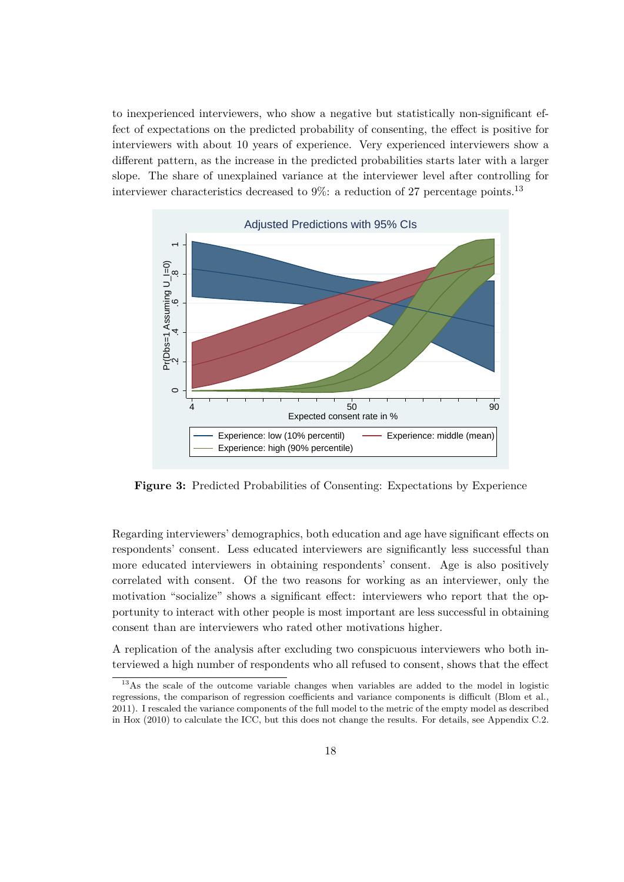to inexperienced interviewers, who show a negative but statistically non-significant effect of expectations on the predicted probability of consenting, the effect is positive for interviewers with about 10 years of experience. Very experienced interviewers show a different pattern, as the increase in the predicted probabilities starts later with a larger slope. The share of unexplained variance at the interviewer level after controlling for interviewer characteristics decreased to 9%: a reduction of 27 percentage points.[13]

**Figure 3:** Predicted Probabilities of Consenting: Expectations by Experience

Regarding interviewers' demographics, both education and age have significant effects on respondents' consent. Less educated interviewers are significantly less successful than more educated interviewers in obtaining respondents' consent. Age is also positively correlated with consent. Of the two reasons for working as an interviewer, only the motivation "socialize" shows a significant effect: interviewers who report that the opportunity to interact with other people is most important are less successful in obtaining consent than are interviewers who rated other motivations higher.

A replication of the analysis after excluding two conspicuous interviewers who both interviewed a high number of respondents who all refused to consent, shows that the effect

[13] As the scale of the outcome variable changes when variables are added to the model in logistic regressions, the comparison of regression coefficients and variance components is difficult (Blom et al., 2011). I rescaled the variance components of the full model to the metric of the empty model as described in Hox (2010) to calculate the ICC, but this does not change the results. For details, see Appendix C.2.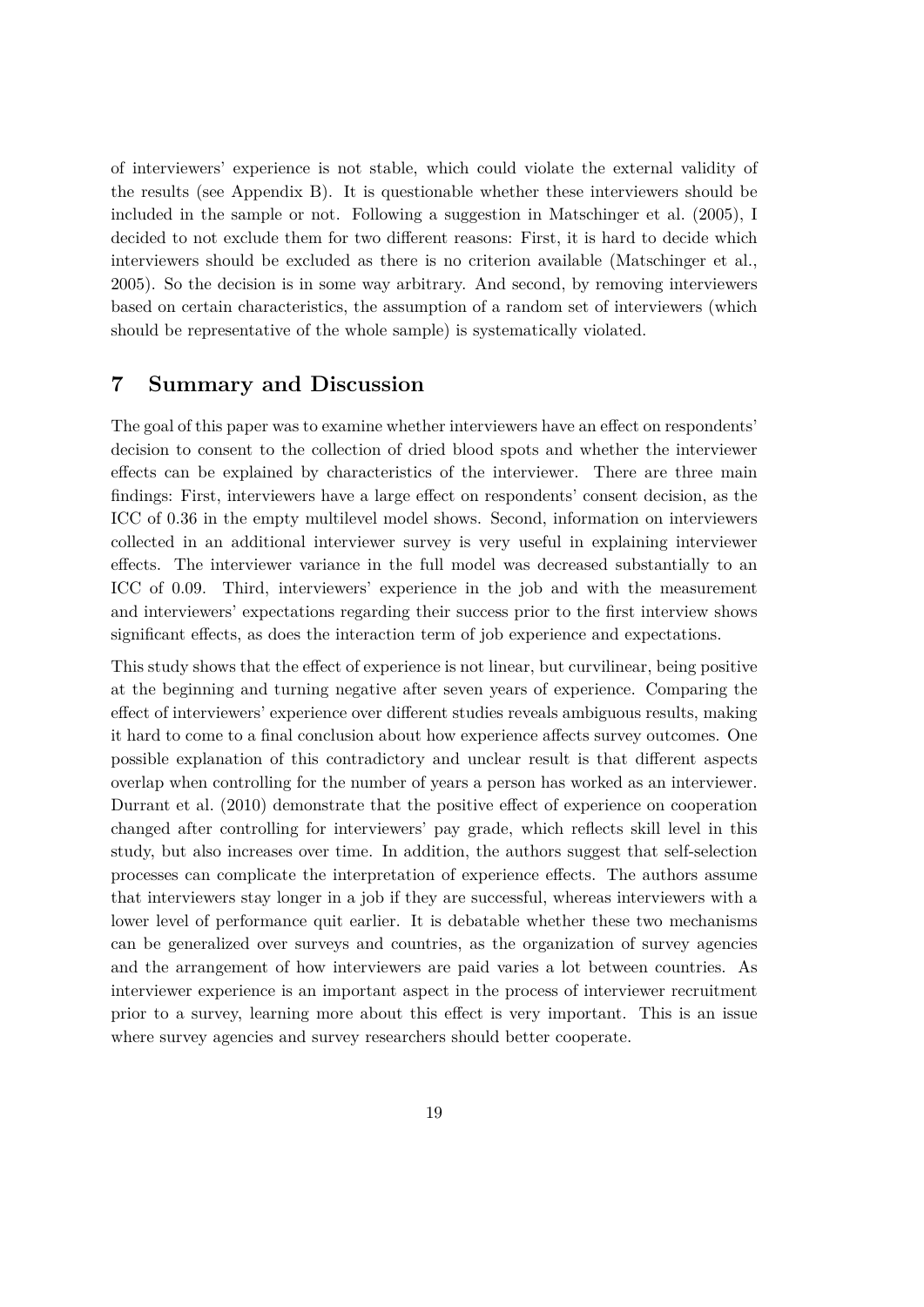of interviewers' experience is not stable, which could violate the external validity of the results (see Appendix B). It is questionable whether these interviewers should be included in the sample or not. Following a suggestion in Matschinger et al. (2005), I decided to not exclude them for two different reasons: First, it is hard to decide which interviewers should be excluded as there is no criterion available (Matschinger et al., 2005). So the decision is in some way arbitrary. And second, by removing interviewers based on certain characteristics, the assumption of a random set of interviewers (which should be representative of the whole sample) is systematically violated.

## 7 Summary and Discussion

The goal of this paper was to examine whether interviewers have an effect on respondents' decision to consent to the collection of dried blood spots and whether the interviewer effects can be explained by characteristics of the interviewer. There are three main findings: First, interviewers have a large effect on respondents' consent decision, as the ICC of 0.36 in the empty multilevel model shows. Second, information on interviewers collected in an additional interviewer survey is very useful in explaining interviewer effects. The interviewer variance in the full model was decreased substantially to an ICC of 0.09. Third, interviewers' experience in the job and with the measurement and interviewers' expectations regarding their success prior to the first interview shows significant effects, as does the interaction term of job experience and expectations.

This study shows that the effect of experience is not linear, but curvilinear, being positive at the beginning and turning negative after seven years of experience. Comparing the effect of interviewers' experience over different studies reveals ambiguous results, making it hard to come to a final conclusion about how experience affects survey outcomes. One possible explanation of this contradictory and unclear result is that different aspects overlap when controlling for the number of years a person has worked as an interviewer. Durrant et al. (2010) demonstrate that the positive effect of experience on cooperation changed after controlling for interviewers' pay grade, which reflects skill level in this study, but also increases over time. In addition, the authors suggest that self-selection processes can complicate the interpretation of experience effects. The authors assume that interviewers stay longer in a job if they are successful, whereas interviewers with a lower level of performance quit earlier. It is debatable whether these two mechanisms can be generalized over surveys and countries, as the organization of survey agencies and the arrangement of how interviewers are paid varies a lot between countries. As interviewer experience is an important aspect in the process of interviewer recruitment prior to a survey, learning more about this effect is very important. This is an issue where survey agencies and survey researchers should better cooperate.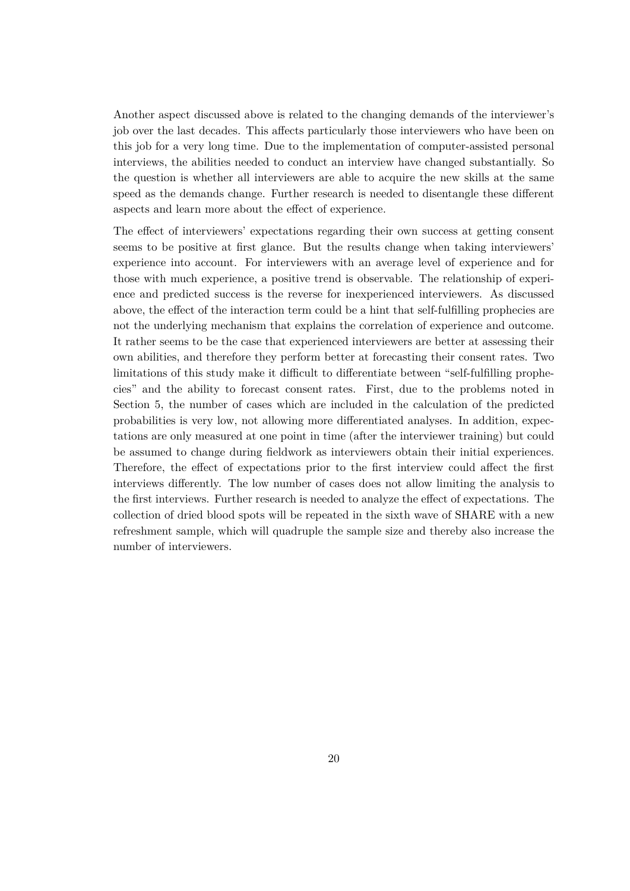Another aspect discussed above is related to the changing demands of the interviewer's job over the last decades. This affects particularly those interviewers who have been on this job for a very long time. Due to the implementation of computer-assisted personal interviews, the abilities needed to conduct an interview have changed substantially. So the question is whether all interviewers are able to acquire the new skills at the same speed as the demands change. Further research is needed to disentangle these different aspects and learn more about the effect of experience.

The effect of interviewers' expectations regarding their own success at getting consent seems to be positive at first glance. But the results change when taking interviewers' experience into account. For interviewers with an average level of experience and for those with much experience, a positive trend is observable. The relationship of experience and predicted success is the reverse for inexperienced interviewers. As discussed above, the effect of the interaction term could be a hint that self-fulfilling prophecies are not the underlying mechanism that explains the correlation of experience and outcome. It rather seems to be the case that experienced interviewers are better at assessing their own abilities, and therefore they perform better at forecasting their consent rates. Two limitations of this study make it difficult to differentiate between "self-fulfilling prophecies" and the ability to forecast consent rates. First, due to the problems noted in Section 5, the number of cases which are included in the calculation of the predicted probabilities is very low, not allowing more differentiated analyses. In addition, expectations are only measured at one point in time (after the interviewer training) but could be assumed to change during fieldwork as interviewers obtain their initial experiences. Therefore, the effect of expectations prior to the first interview could affect the first interviews differently. The low number of cases does not allow limiting the analysis to the first interviews. Further research is needed to analyze the effect of expectations. The collection of dried blood spots will be repeated in the sixth wave of SHARE with a new refreshment sample, which will quadruple the sample size and thereby also increase the number of interviewers.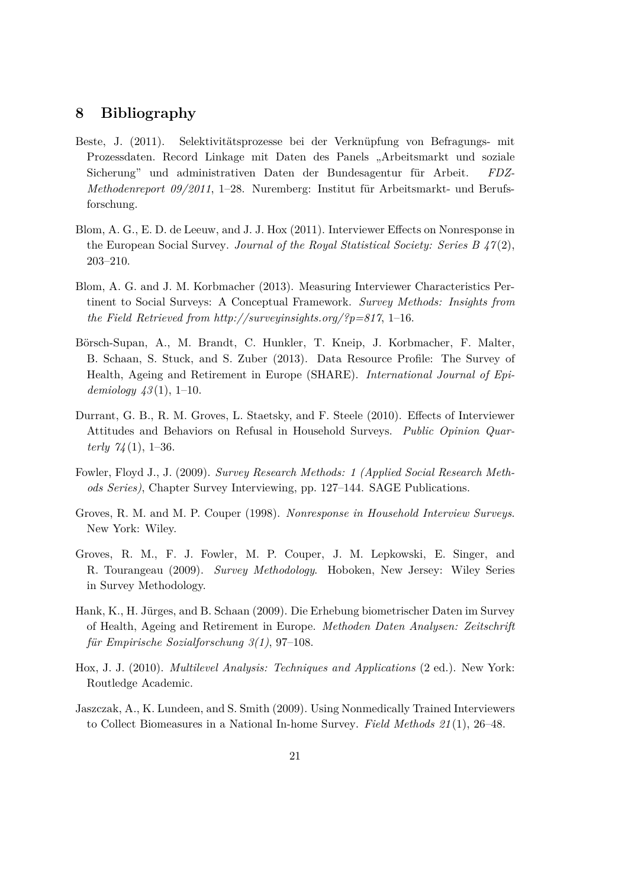## 8 Bibliography

Beste, J. (2011). Selektivitätsprozesse bei der Verknüpfung von Befragungs- mit Prozessdaten. Record Linkage mit Daten des Panels „Arbeitsmarkt und soziale Sicherung" und administrativen Daten der Bundesagentur für Arbeit. *FDZ-Methodenreport 09/2011*, 1–28. Nuremberg: Institut für Arbeitsmarkt- und Berufsforschung.

Blom, A. G., E. D. de Leeuw, and J. J. Hox (2011). Interviewer Effects on Nonresponse in the European Social Survey. *Journal of the Royal Statistical Society: Series B 47*(2), 203–210.

Blom, A. G. and J. M. Korbmacher (2013). Measuring Interviewer Characteristics Pertinent to Social Surveys: A Conceptual Framework. *Survey Methods: Insights from the Field Retrieved from http://surveyinsights.org/?p=817*, 1–16.

Börsch-Supan, A., M. Brandt, C. Hunkler, T. Kneip, J. Korbmacher, F. Malter, B. Schaan, S. Stuck, and S. Zuber (2013). Data Resource Profile: The Survey of Health, Ageing and Retirement in Europe (SHARE). *International Journal of Epidemiology 43*(1), 1–10.

Durrant, G. B., R. M. Groves, L. Staetsky, and F. Steele (2010). Effects of Interviewer Attitudes and Behaviors on Refusal in Household Surveys. *Public Opinion Quarterly 74*(1), 1–36.

Fowler, Floyd J., J. (2009). *Survey Research Methods: 1 (Applied Social Research Methods Series)*, Chapter Survey Interviewing, pp. 127–144. SAGE Publications.

Groves, R. M. and M. P. Couper (1998). *Nonresponse in Household Interview Surveys*. New York: Wiley.

Groves, R. M., F. J. Fowler, M. P. Couper, J. M. Lepkowski, E. Singer, and R. Tourangeau (2009). *Survey Methodology*. Hoboken, New Jersey: Wiley Series in Survey Methodology.

Hank, K., H. Jürges, and B. Schaan (2009). Die Erhebung biometrischer Daten im Survey of Health, Ageing and Retirement in Europe. *Methoden Daten Analysen: Zeitschrift für Empirische Sozialforschung 3(1)*, 97–108.

Hox, J. J. (2010). *Multilevel Analysis: Techniques and Applications* (2 ed.). New York: Routledge Academic.

Jaszczak, A., K. Lundeen, and S. Smith (2009). Using Nonmedically Trained Interviewers to Collect Biomeasures in a National In-home Survey. *Field Methods 21*(1), 26–48.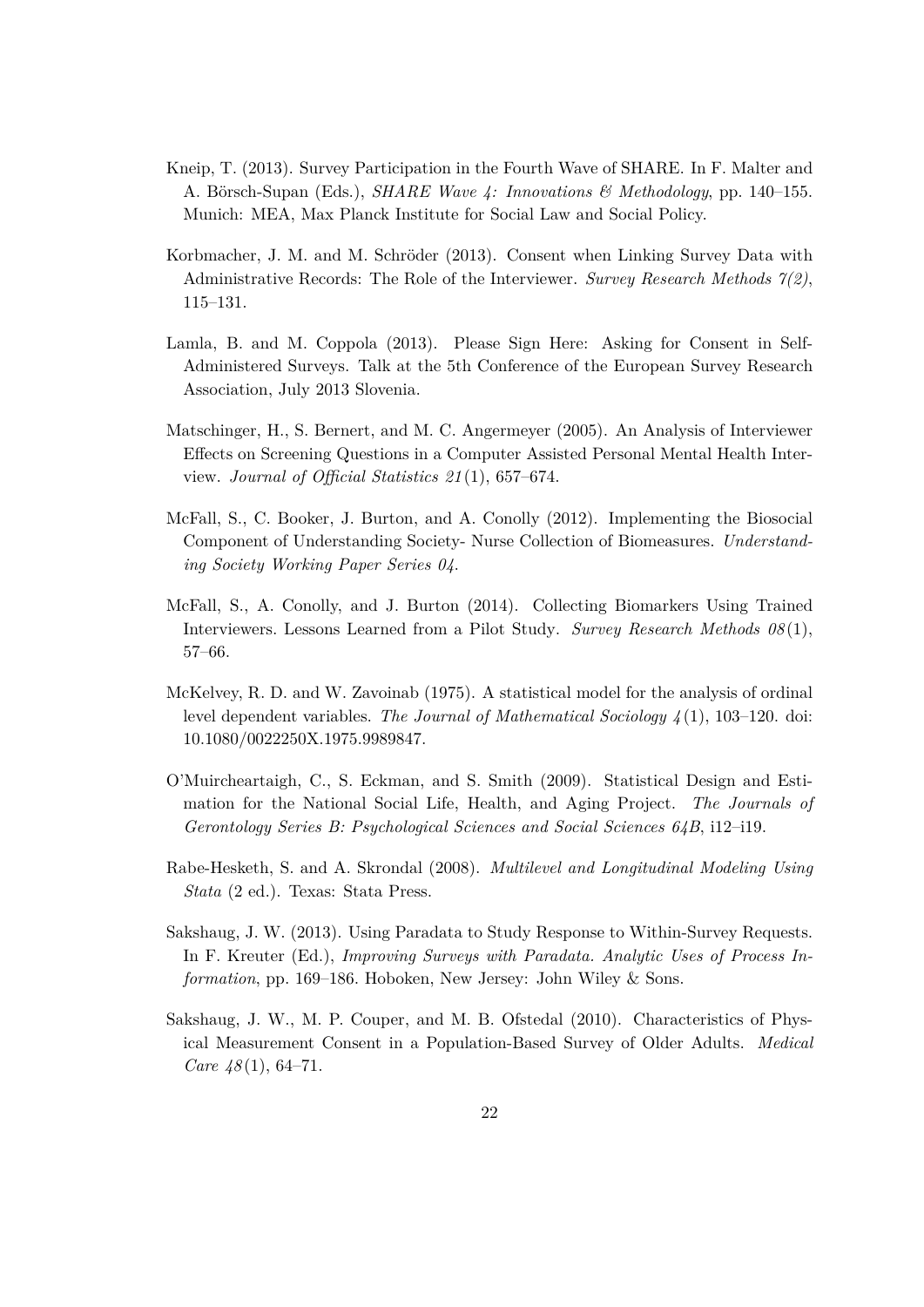Kneip, T. (2013). Survey Participation in the Fourth Wave of SHARE. In F. Malter and A. Börsch-Supan (Eds.), *SHARE Wave 4: Innovations & Methodology*, pp. 140–155. Munich: MEA, Max Planck Institute for Social Law and Social Policy.

Korbmacher, J. M. and M. Schröder (2013). Consent when Linking Survey Data with Administrative Records: The Role of the Interviewer. *Survey Research Methods 7(2)*, 115–131.

Lamla, B. and M. Coppola (2013). Please Sign Here: Asking for Consent in Self-Administered Surveys. Talk at the 5th Conference of the European Survey Research Association, July 2013 Slovenia.

Matschinger, H., S. Bernert, and M. C. Angermeyer (2005). An Analysis of Interviewer Effects on Screening Questions in a Computer Assisted Personal Mental Health Interview. *Journal of Official Statistics 21*(1), 657–674.

McFall, S., C. Booker, J. Burton, and A. Conolly (2012). Implementing the Biosocial Component of Understanding Society- Nurse Collection of Biomeasures. *Understanding Society Working Paper Series 04*.

McFall, S., A. Conolly, and J. Burton (2014). Collecting Biomarkers Using Trained Interviewers. Lessons Learned from a Pilot Study. *Survey Research Methods 08*(1), 57–66.

McKelvey, R. D. and W. Zavoinab (1975). A statistical model for the analysis of ordinal level dependent variables. *The Journal of Mathematical Sociology 4*(1), 103–120. doi: 10.1080/0022250X.1975.9989847.

O'Muircheartaigh, C., S. Eckman, and S. Smith (2009). Statistical Design and Estimation for the National Social Life, Health, and Aging Project. *The Journals of Gerontology Series B: Psychological Sciences and Social Sciences 64B*, i12–i19.

Rabe-Hesketh, S. and A. Skrondal (2008). *Multilevel and Longitudinal Modeling Using Stata* (2 ed.). Texas: Stata Press.

Sakshaug, J. W. (2013). Using Paradata to Study Response to Within-Survey Requests. In F. Kreuter (Ed.), *Improving Surveys with Paradata. Analytic Uses of Process Information*, pp. 169–186. Hoboken, New Jersey: John Wiley & Sons.

Sakshaug, J. W., M. P. Couper, and M. B. Ofstedal (2010). Characteristics of Physical Measurement Consent in a Population-Based Survey of Older Adults. *Medical Care 48*(1), 64–71.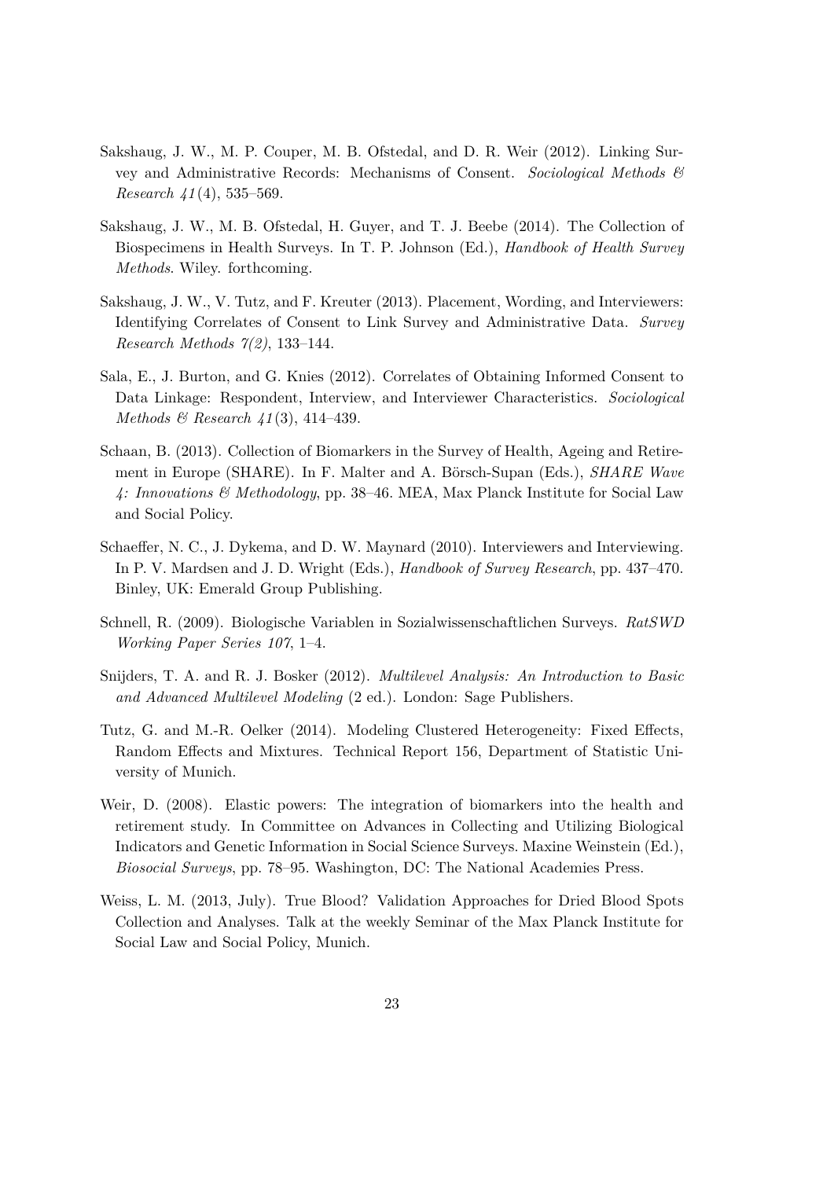Sakshaug, J. W., M. P. Couper, M. B. Ofstedal, and D. R. Weir (2012). Linking Survey and Administrative Records: Mechanisms of Consent. *Sociological Methods & Research 41*(4), 535–569.

Sakshaug, J. W., M. B. Ofstedal, H. Guyer, and T. J. Beebe (2014). The Collection of Biospecimens in Health Surveys. In T. P. Johnson (Ed.), *Handbook of Health Survey Methods*. Wiley. forthcoming.

Sakshaug, J. W., V. Tutz, and F. Kreuter (2013). Placement, Wording, and Interviewers: Identifying Correlates of Consent to Link Survey and Administrative Data. *Survey Research Methods 7(2)*, 133–144.

Sala, E., J. Burton, and G. Knies (2012). Correlates of Obtaining Informed Consent to Data Linkage: Respondent, Interview, and Interviewer Characteristics. *Sociological Methods & Research 41*(3), 414–439.

Schaan, B. (2013). Collection of Biomarkers in the Survey of Health, Ageing and Retirement in Europe (SHARE). In F. Malter and A. Börsch-Supan (Eds.), *SHARE Wave 4: Innovations & Methodology*, pp. 38–46. MEA, Max Planck Institute for Social Law and Social Policy.

Schaeffer, N. C., J. Dykema, and D. W. Maynard (2010). Interviewers and Interviewing. In P. V. Mardsen and J. D. Wright (Eds.), *Handbook of Survey Research*, pp. 437–470. Binley, UK: Emerald Group Publishing.

Schnell, R. (2009). Biologische Variablen in Sozialwissenschaftlichen Surveys. *RatSWD Working Paper Series 107*, 1–4.

Snijders, T. A. and R. J. Bosker (2012). *Multilevel Analysis: An Introduction to Basic and Advanced Multilevel Modeling* (2 ed.). London: Sage Publishers.

Tutz, G. and M.-R. Oelker (2014). Modeling Clustered Heterogeneity: Fixed Effects, Random Effects and Mixtures. Technical Report 156, Department of Statistic University of Munich.

Weir, D. (2008). Elastic powers: The integration of biomarkers into the health and retirement study. In Committee on Advances in Collecting and Utilizing Biological Indicators and Genetic Information in Social Science Surveys. Maxine Weinstein (Ed.), *Biosocial Surveys*, pp. 78–95. Washington, DC: The National Academies Press.

Weiss, L. M. (2013, July). True Blood? Validation Approaches for Dried Blood Spots Collection and Analyses. Talk at the weekly Seminar of the Max Planck Institute for Social Law and Social Policy, Munich.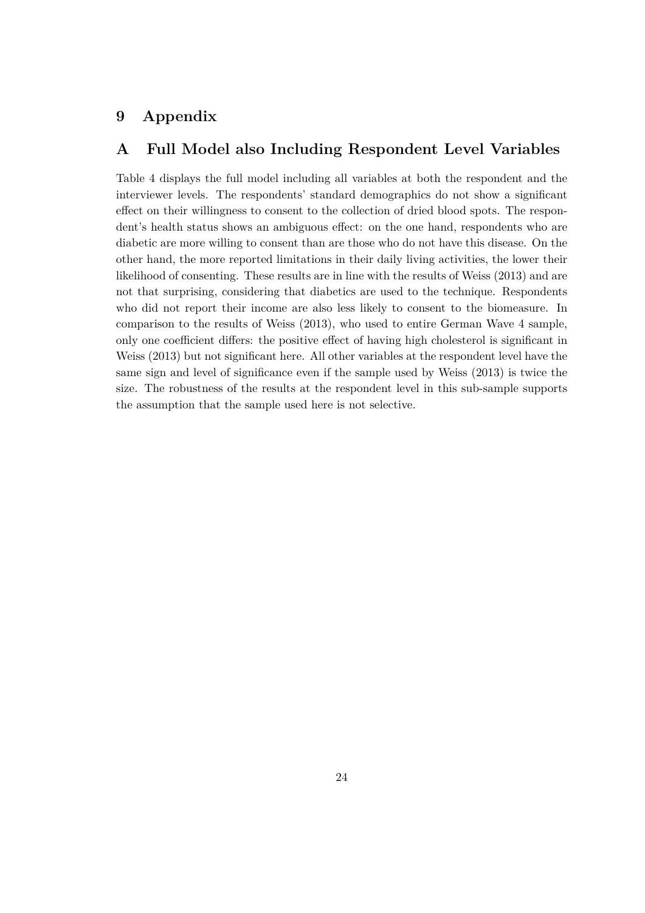# 9 Appendix

# A Full Model also Including Respondent Level Variables

Table 4 displays the full model including all variables at both the respondent and the interviewer levels. The respondents' standard demographics do not show a significant effect on their willingness to consent to the collection of dried blood spots. The respondent's health status shows an ambiguous effect: on the one hand, respondents who are diabetic are more willing to consent than are those who do not have this disease. On the other hand, the more reported limitations in their daily living activities, the lower their likelihood of consenting. These results are in line with the results of Weiss (2013) and are not that surprising, considering that diabetics are used to the technique. Respondents who did not report their income are also less likely to consent to the biomeasure. In comparison to the results of Weiss (2013), who used to entire German Wave 4 sample, only one coefficient differs: the positive effect of having high cholesterol is significant in Weiss (2013) but not significant here. All other variables at the respondent level have the same sign and level of significance even if the sample used by Weiss (2013) is twice the size. The robustness of the results at the respondent level in this sub-sample supports the assumption that the sample used here is not selective.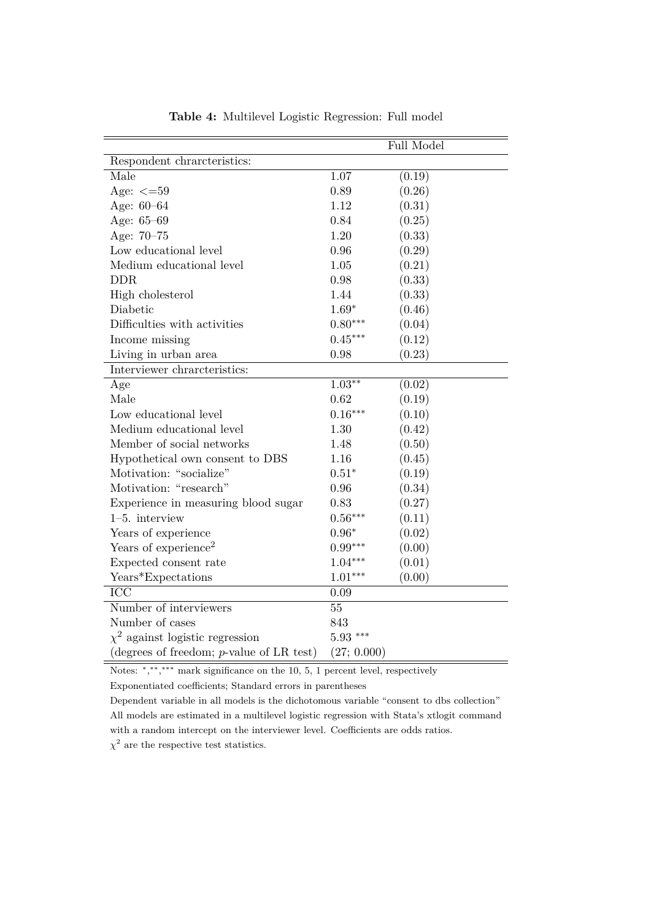**Table 4:** Multilevel Logistic Regression: Full model

| | Full Model | |
|---|---|---|
| Respondent chrarcteristics: | | |
| Male | 1.07 | (0.19) |
| Age: <=59 | 0.89 | (0.26) |
| Age: 60–64 | 1.12 | (0.31) |
| Age: 65–69 | 0.84 | (0.25) |
| Age: 70–75 | 1.20 | (0.33) |
| Low educational level | 0.96 | (0.29) |
| Medium educational level | 1.05 | (0.21) |
| DDR | 0.98 | (0.33) |
| High cholesterol | 1.44 | (0.33) |
| Diabetic | $1.69^{*}$ | (0.46) |
| Difficulties with activities | $0.80^{***}$ | (0.04) |
| Income missing | $0.45^{***}$ | (0.12) |
| Living in urban area | 0.98 | (0.23) |
| Interviewer chrarcteristics: | | |
| Age | $1.03^{**}$ | (0.02) |
| Male | 0.62 | (0.19) |
| Low educational level | $0.16^{***}$ | (0.10) |
| Medium educational level | 1.30 | (0.42) |
| Member of social networks | 1.48 | (0.50) |
| Hypothetical own consent to DBS | 1.16 | (0.45) |
| Motivation: "socialize" | $0.51^{*}$ | (0.19) |
| Motivation: "research" | 0.96 | (0.34) |
| Experience in measuring blood sugar | 0.83 | (0.27) |
| 1–5. interview | $0.56^{***}$ | (0.11) |
| Years of experience | $0.96^{*}$ | (0.02) |
| Years of experience$^2$ | $0.99^{***}$ | (0.00) |
| Expected consent rate | $1.04^{***}$ | (0.01) |
| Years*Expectations | $1.01^{***}$ | (0.00) |
| ICC | 0.09 | |
| Number of interviewers | 55 | |
| Number of cases | 843 | |
| $\chi^2$ against logistic regression | $5.93^{***}$ | |
| (degrees of freedom; $p$-value of LR test) | (27; 0.000) | |

Notes: $^{*}$,$^{**}$,$^{***}$ mark significance on the 10, 5, 1 percent level, respectively

Exponentiated coefficients; Standard errors in parentheses

Dependent variable in all models is the dichotomous variable "consent to dbs collection"

All models are estimated in a multilevel logistic regression with Stata's xtlogit command with a random intercept on the interviewer level. Coefficients are odds ratios.

$\chi^2$ are the respective test statistics.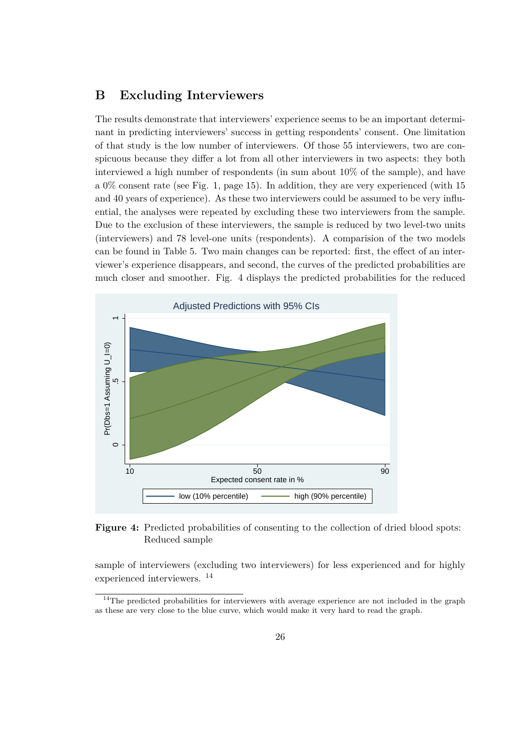## B Excluding Interviewers

The results demonstrate that interviewers' experience seems to be an important determinant in predicting interviewers' success in getting respondents' consent. One limitation of that study is the low number of interviewers. Of those 55 interviewers, two are conspicuous because they differ a lot from all other interviewers in two aspects: they both interviewed a high number of respondents (in sum about 10% of the sample), and have a 0% consent rate (see Fig. 1, page 15). In addition, they are very experienced (with 15 and 40 years of experience). As these two interviewers could be assumed to be very influential, the analyses were repeated by excluding these two interviewers from the sample. Due to the exclusion of these interviewers, the sample is reduced by two level-two units (interviewers) and 78 level-one units (respondents). A comparision of the two models can be found in Table 5. Two main changes can be reported: first, the effect of an interviewer's experience disappears, and second, the curves of the predicted probabilities are much closer and smoother. Fig. 4 displays the predicted probabilities for the reduced

**Figure 4:** Predicted probabilities of consenting to the collection of dried blood spots: Reduced sample

sample of interviewers (excluding two interviewers) for less experienced and for highly experienced interviewers. [14]

[14] The predicted probabilities for interviewers with average experience are not included in the graph as these are very close to the blue curve, which would make it very hard to read the graph.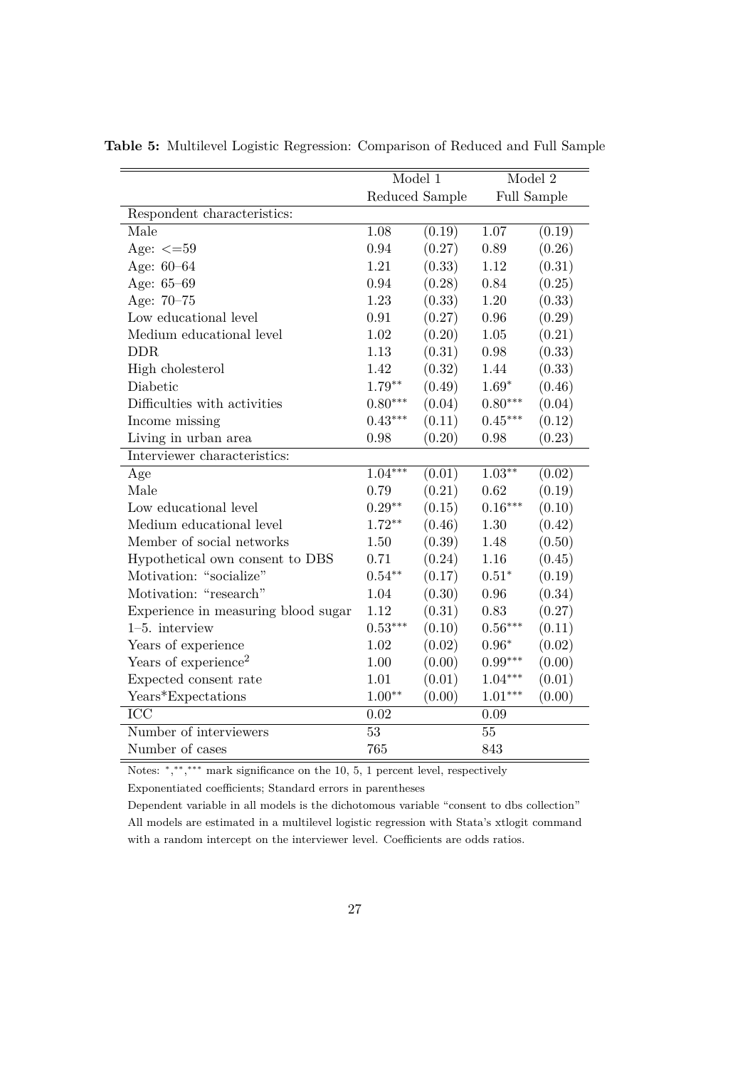**Table 5:** Multilevel Logistic Regression: Comparison of Reduced and Full Sample

| | Model 1 | | Model 2 | |
|---|---|---|---|---|
| | Reduced Sample | | Full Sample | |
| Respondent characteristics: | | | | |
| Male | 1.08 | (0.19) | 1.07 | (0.19) |
| Age: <=59 | 0.94 | (0.27) | 0.89 | (0.26) |
| Age: 60–64 | 1.21 | (0.33) | 1.12 | (0.31) |
| Age: 65–69 | 0.94 | (0.28) | 0.84 | (0.25) |
| Age: 70–75 | 1.23 | (0.33) | 1.20 | (0.33) |
| Low educational level | 0.91 | (0.27) | 0.96 | (0.29) |
| Medium educational level | 1.02 | (0.20) | 1.05 | (0.21) |
| DDR | 1.13 | (0.31) | 0.98 | (0.33) |
| High cholesterol | 1.42 | (0.32) | 1.44 | (0.33) |
| Diabetic | 1.79** | (0.49) | 1.69* | (0.46) |
| Difficulties with activities | 0.80*** | (0.04) | 0.80*** | (0.04) |
| Income missing | 0.43*** | (0.11) | 0.45*** | (0.12) |
| Living in urban area | 0.98 | (0.20) | 0.98 | (0.23) |
| Interviewer characteristics: | | | | |
| Age | 1.04*** | (0.01) | 1.03** | (0.02) |
| Male | 0.79 | (0.21) | 0.62 | (0.19) |
| Low educational level | 0.29** | (0.15) | 0.16*** | (0.10) |
| Medium educational level | 1.72** | (0.46) | 1.30 | (0.42) |
| Member of social networks | 1.50 | (0.39) | 1.48 | (0.50) |
| Hypothetical own consent to DBS | 0.71 | (0.24) | 1.16 | (0.45) |
| Motivation: "socialize" | 0.54** | (0.17) | 0.51* | (0.19) |
| Motivation: "research" | 1.04 | (0.30) | 0.96 | (0.34) |
| Experience in measuring blood sugar | 1.12 | (0.31) | 0.83 | (0.27) |
| 1–5. interview | 0.53*** | (0.10) | 0.56*** | (0.11) |
| Years of experience | 1.02 | (0.02) | 0.96* | (0.02) |
| Years of experience$^2$ | 1.00 | (0.00) | 0.99*** | (0.00) |
| Expected consent rate | 1.01 | (0.01) | 1.04*** | (0.01) |
| Years*Expectations | 1.00** | (0.00) | 1.01*** | (0.00) |
| ICC | 0.02 | | 0.09 | |
| Number of interviewers | 53 | | 55 | |
| Number of cases | 765 | | 843 | |

Notes: *,**,*** mark significance on the 10, 5, 1 percent level, respectively

Exponentiated coefficients; Standard errors in parentheses

Dependent variable in all models is the dichotomous variable "consent to dbs collection"

All models are estimated in a multilevel logistic regression with Stata's xtlogit command with a random intercept on the interviewer level. Coefficients are odds ratios.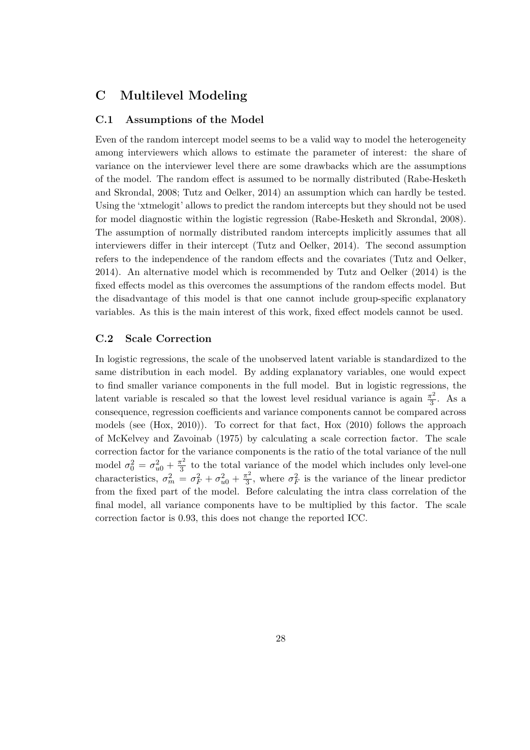# C Multilevel Modeling

## C.1 Assumptions of the Model

Even of the random intercept model seems to be a valid way to model the heterogeneity among interviewers which allows to estimate the parameter of interest: the share of variance on the interviewer level there are some drawbacks which are the assumptions of the model. The random effect is assumed to be normally distributed (Rabe-Hesketh and Skrondal, 2008; Tutz and Oelker, 2014) an assumption which can hardly be tested. Using the 'xtmelogit' allows to predict the random intercepts but they should not be used for model diagnostic within the logistic regression (Rabe-Hesketh and Skrondal, 2008). The assumption of normally distributed random intercepts implicitly assumes that all interviewers differ in their intercept (Tutz and Oelker, 2014). The second assumption refers to the independence of the random effects and the covariates (Tutz and Oelker, 2014). An alternative model which is recommended by Tutz and Oelker (2014) is the fixed effects model as this overcomes the assumptions of the random effects model. But the disadvantage of this model is that one cannot include group-specific explanatory variables. As this is the main interest of this work, fixed effect models cannot be used.

## C.2 Scale Correction

In logistic regressions, the scale of the unobserved latent variable is standardized to the same distribution in each model. By adding explanatory variables, one would expect to find smaller variance components in the full model. But in logistic regressions, the latent variable is rescaled so that the lowest level residual variance is again $\frac{\pi^2}{3}$. As a consequence, regression coefficients and variance components cannot be compared across models (see (Hox, 2010)). To correct for that fact, Hox (2010) follows the approach of McKelvey and Zavoinab (1975) by calculating a scale correction factor. The scale correction factor for the variance components is the ratio of the total variance of the null model $\sigma_0^2 = \sigma_{u0}^2 + \frac{\pi^2}{3}$ to the total variance of the model which includes only level-one characteristics, $\sigma_m^2 = \sigma_F^2 + \sigma_{u0}^2 + \frac{\pi^2}{3}$, where $\sigma_F^2$ is the variance of the linear predictor from the fixed part of the model. Before calculating the intra class correlation of the final model, all variance components have to be multiplied by this factor. The scale correction factor is 0.93, this does not change the reported ICC.